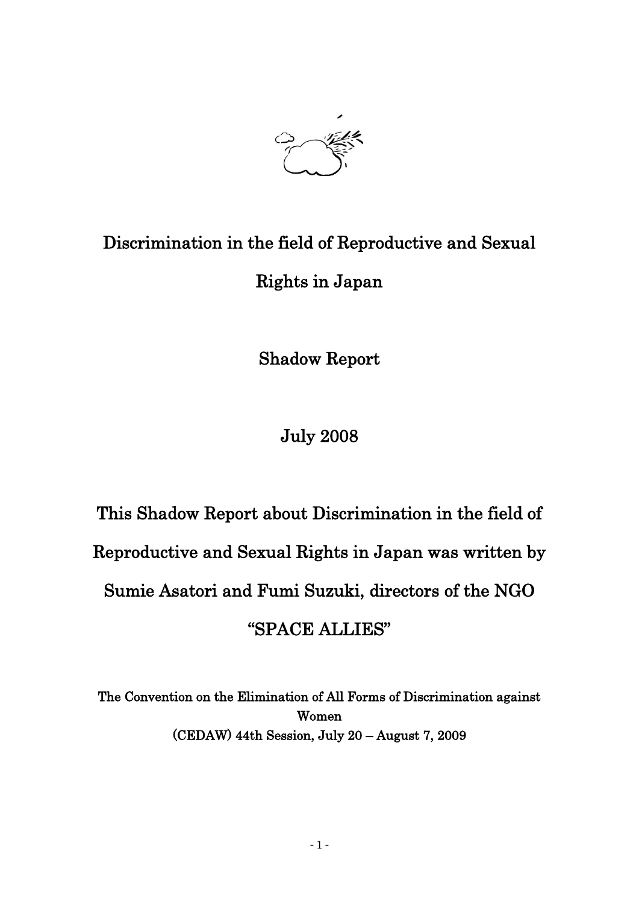# Discrimination in the field of Reproductive and Sexual Rights in Japan

## Shadow Report

## July 2008

This Shadow Report about Discrimination in the field of Reproductive and Sexual Rights in Japan was written by Sumie Asatori and Fumi Suzuki, directors of the NGO "SPACE ALLIES"

The Convention on the Elimination of All Forms of Discrimination against Women (CEDAW) 44th Session, July 20 – August 7, 2009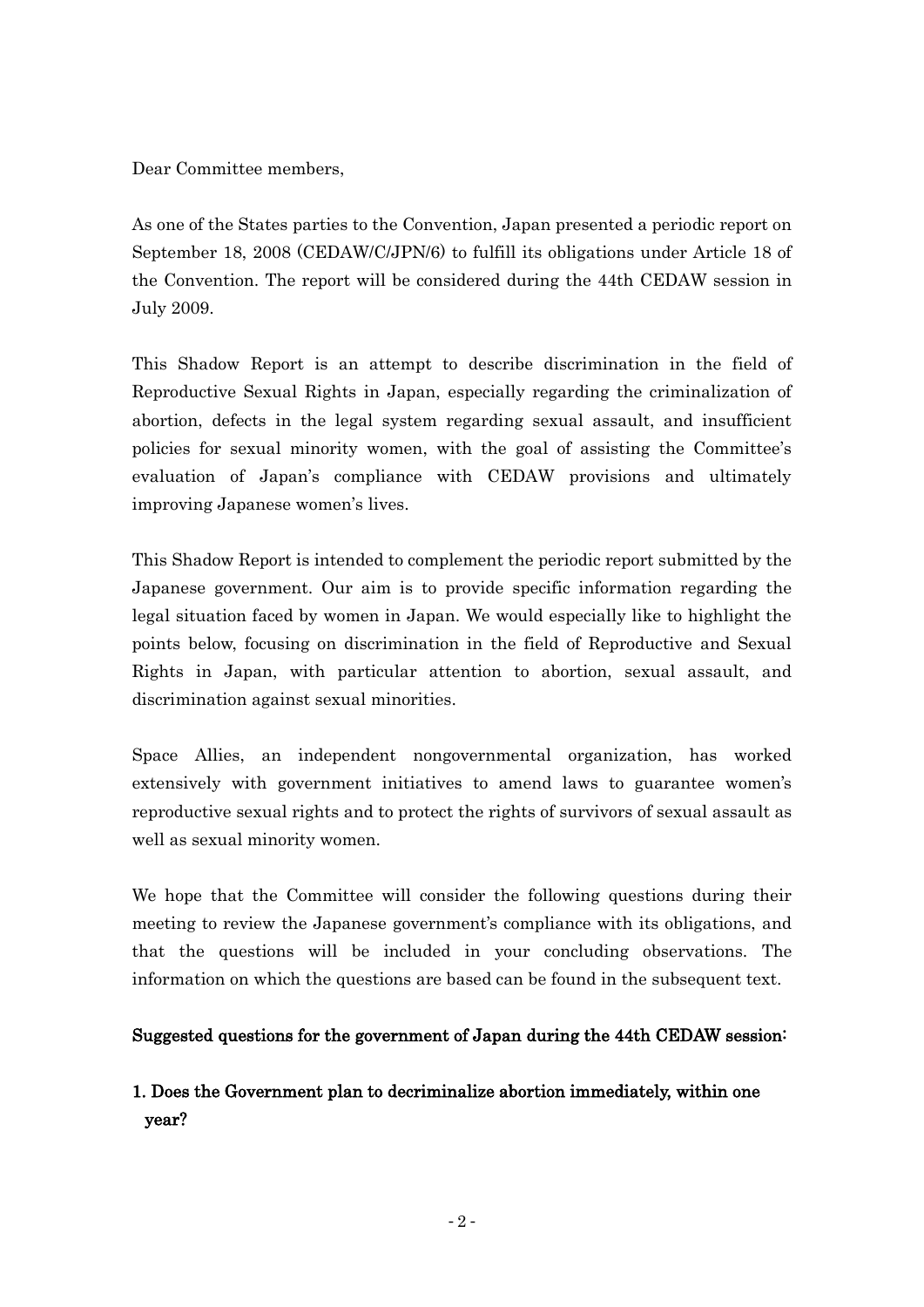Dear Committee members,

As one of the States parties to the Convention, Japan presented a periodic report on September 18, 2008 (CEDAW/C/JPN/6) to fulfill its obligations under Article 18 of the Convention. The report will be considered during the 44th CEDAW session in July 2009.

This Shadow Report is an attempt to describe discrimination in the field of Reproductive Sexual Rights in Japan, especially regarding the criminalization of abortion, defects in the legal system regarding sexual assault, and insufficient policies for sexual minority women, with the goal of assisting the Committee's evaluation of Japan's compliance with CEDAW provisions and ultimately improving Japanese women's lives.

This Shadow Report is intended to complement the periodic report submitted by the Japanese government. Our aim is to provide specific information regarding the legal situation faced by women in Japan. We would especially like to highlight the points below, focusing on discrimination in the field of Reproductive and Sexual Rights in Japan, with particular attention to abortion, sexual assault, and discrimination against sexual minorities.

Space Allies, an independent nongovernmental organization, has worked extensively with government initiatives to amend laws to guarantee women's reproductive sexual rights and to protect the rights of survivors of sexual assault as well as sexual minority women.

We hope that the Committee will consider the following questions during their meeting to review the Japanese government's compliance with its obligations, and that the questions will be included in your concluding observations. The information on which the questions are based can be found in the subsequent text.

**Suggested questions for the government of Japan during the 44th CEDAW session:**

1. **Does the Government plan to decriminalize abortion immediately, within one year?**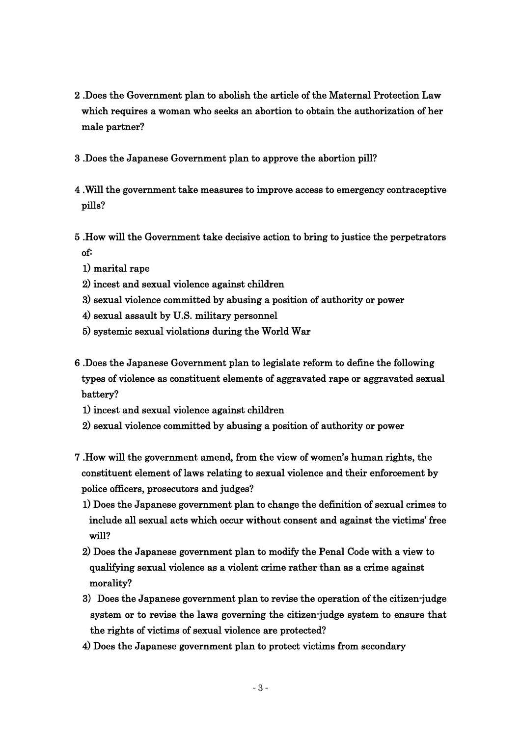2 .Does the Government plan to abolish the article of the Maternal Protection Law which requires a woman who seeks an abortion to obtain the authorization of her male partner?

3 .Does the Japanese Government plan to approve the abortion pill?

4 .Will the government take measures to improve access to emergency contraceptive pills?

5 .How will the Government take decisive action to bring to justice the perpetrators of:

1) marital rape
2) incest and sexual violence against children
3) sexual violence committed by abusing a position of authority or power
4) sexual assault by U.S. military personnel
5) systemic sexual violations during the World War

6 .Does the Japanese Government plan to legislate reform to define the following types of violence as constituent elements of aggravated rape or aggravated sexual battery?

1) incest and sexual violence against children
2) sexual violence committed by abusing a position of authority or power

7 .How will the government amend, from the view of women's human rights, the constituent element of laws relating to sexual violence and their enforcement by police officers, prosecutors and judges?

1) Does the Japanese government plan to change the definition of sexual crimes to include all sexual acts which occur without consent and against the victims' free will?
2) Does the Japanese government plan to modify the Penal Code with a view to qualifying sexual violence as a violent crime rather than as a crime against morality?
3) Does the Japanese government plan to revise the operation of the citizen-judge system or to revise the laws governing the citizen-judge system to ensure that the rights of victims of sexual violence are protected?
4) Does the Japanese government plan to protect victims from secondary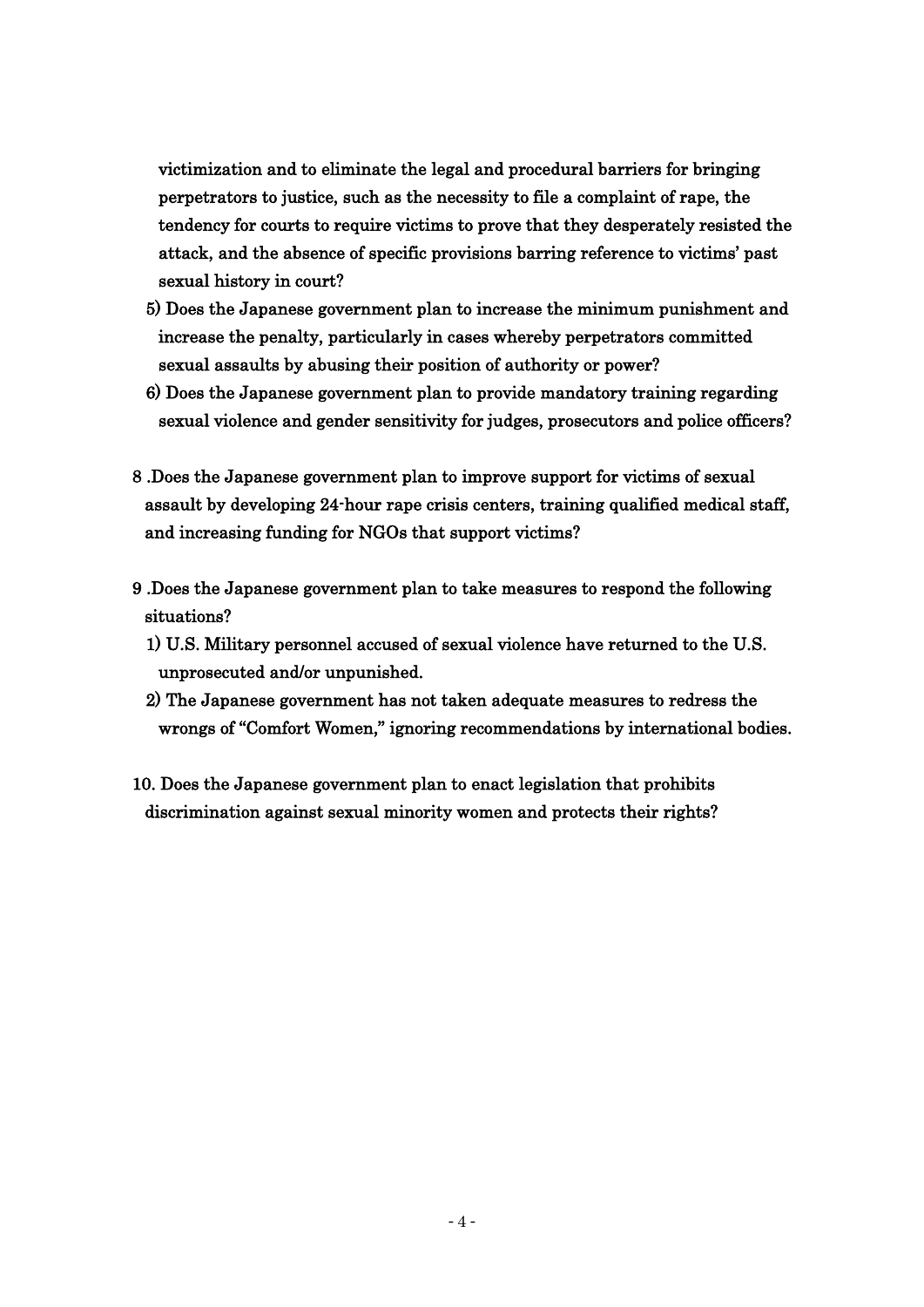victimization and to eliminate the legal and procedural barriers for bringing perpetrators to justice, such as the necessity to file a complaint of rape, the tendency for courts to require victims to prove that they desperately resisted the attack, and the absence of specific provisions barring reference to victims' past sexual history in court?

5) Does the Japanese government plan to increase the minimum punishment and increase the penalty, particularly in cases whereby perpetrators committed sexual assaults by abusing their position of authority or power?

6) Does the Japanese government plan to provide mandatory training regarding sexual violence and gender sensitivity for judges, prosecutors and police officers?

8 .Does the Japanese government plan to improve support for victims of sexual assault by developing 24-hour rape crisis centers, training qualified medical staff, and increasing funding for NGOs that support victims?

9 .Does the Japanese government plan to take measures to respond the following situations?

1) U.S. Military personnel accused of sexual violence have returned to the U.S. unprosecuted and/or unpunished.

2) The Japanese government has not taken adequate measures to redress the wrongs of "Comfort Women," ignoring recommendations by international bodies.

10. Does the Japanese government plan to enact legislation that prohibits discrimination against sexual minority women and protects their rights?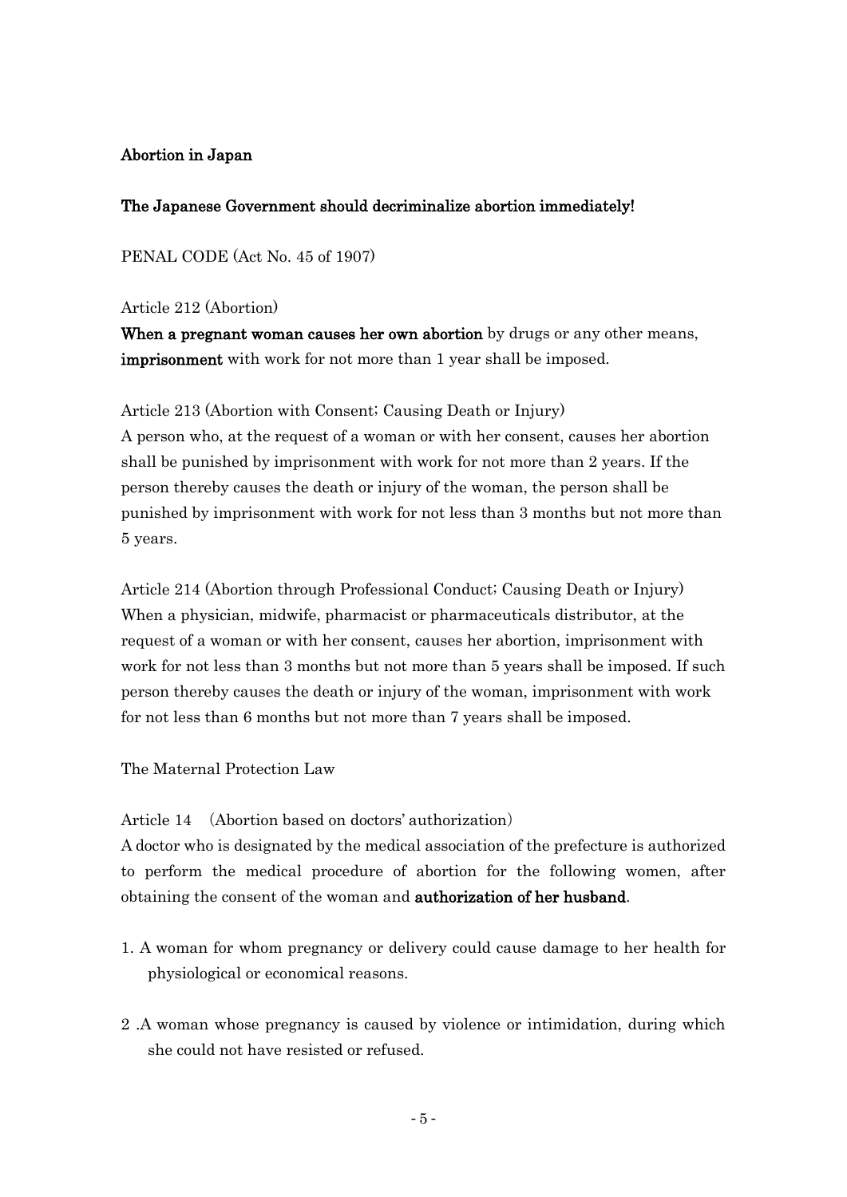**Abortion in Japan**

**The Japanese Government should decriminalize abortion immediately!**

PENAL CODE (Act No. 45 of 1907)

Article 212 (Abortion)

**When a pregnant woman causes her own abortion** by drugs or any other means, **imprisonment** with work for not more than 1 year shall be imposed.

Article 213 (Abortion with Consent; Causing Death or Injury)

A person who, at the request of a woman or with her consent, causes her abortion shall be punished by imprisonment with work for not more than 2 years. If the person thereby causes the death or injury of the woman, the person shall be punished by imprisonment with work for not less than 3 months but not more than 5 years.

Article 214 (Abortion through Professional Conduct; Causing Death or Injury)

When a physician, midwife, pharmacist or pharmaceuticals distributor, at the request of a woman or with her consent, causes her abortion, imprisonment with work for not less than 3 months but not more than 5 years shall be imposed. If such person thereby causes the death or injury of the woman, imprisonment with work for not less than 6 months but not more than 7 years shall be imposed.

The Maternal Protection Law

Article 14 （Abortion based on doctors' authorization）

A doctor who is designated by the medical association of the prefecture is authorized to perform the medical procedure of abortion for the following women, after obtaining the consent of the woman and **authorization of her husband**.

1. A woman for whom pregnancy or delivery could cause damage to her health for physiological or economical reasons.

2 .A woman whose pregnancy is caused by violence or intimidation, during which she could not have resisted or refused.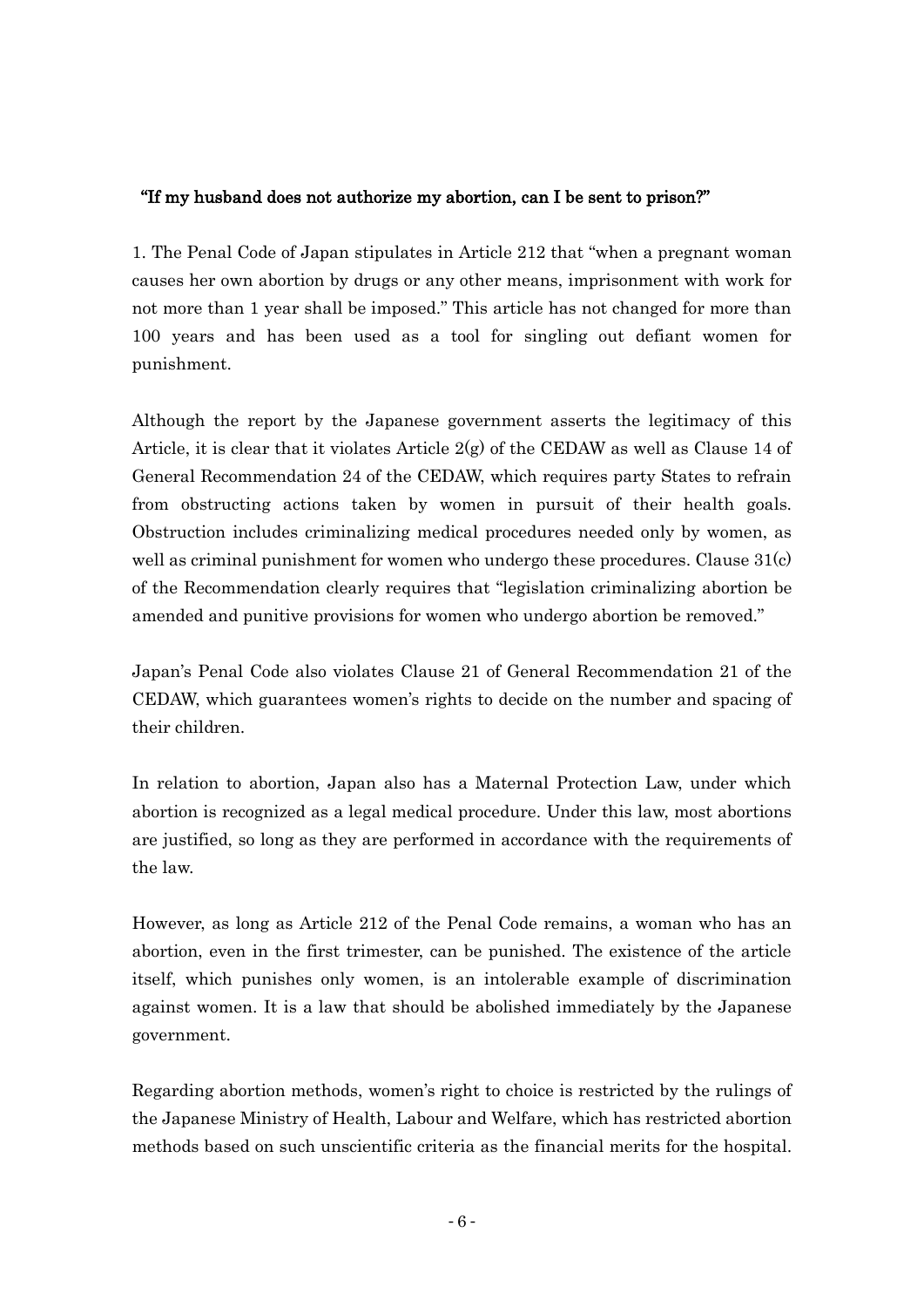**"If my husband does not authorize my abortion, can I be sent to prison?"**

1. The Penal Code of Japan stipulates in Article 212 that "when a pregnant woman causes her own abortion by drugs or any other means, imprisonment with work for not more than 1 year shall be imposed." This article has not changed for more than 100 years and has been used as a tool for singling out defiant women for punishment.

Although the report by the Japanese government asserts the legitimacy of this Article, it is clear that it violates Article 2(g) of the CEDAW as well as Clause 14 of General Recommendation 24 of the CEDAW, which requires party States to refrain from obstructing actions taken by women in pursuit of their health goals. Obstruction includes criminalizing medical procedures needed only by women, as well as criminal punishment for women who undergo these procedures. Clause 31(c) of the Recommendation clearly requires that "legislation criminalizing abortion be amended and punitive provisions for women who undergo abortion be removed."

Japan's Penal Code also violates Clause 21 of General Recommendation 21 of the CEDAW, which guarantees women's rights to decide on the number and spacing of their children.

In relation to abortion, Japan also has a Maternal Protection Law, under which abortion is recognized as a legal medical procedure. Under this law, most abortions are justified, so long as they are performed in accordance with the requirements of the law.

However, as long as Article 212 of the Penal Code remains, a woman who has an abortion, even in the first trimester, can be punished. The existence of the article itself, which punishes only women, is an intolerable example of discrimination against women. It is a law that should be abolished immediately by the Japanese government.

Regarding abortion methods, women's right to choice is restricted by the rulings of the Japanese Ministry of Health, Labour and Welfare, which has restricted abortion methods based on such unscientific criteria as the financial merits for the hospital.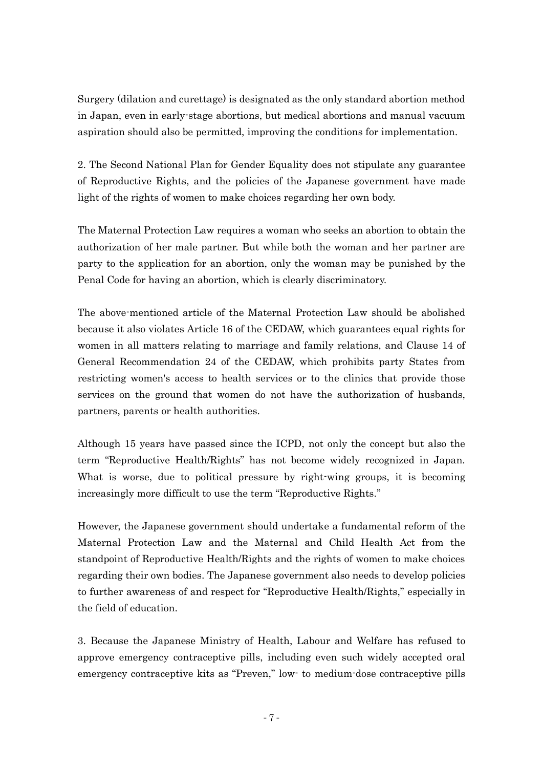Surgery (dilation and curettage) is designated as the only standard abortion method in Japan, even in early-stage abortions, but medical abortions and manual vacuum aspiration should also be permitted, improving the conditions for implementation.

2. The Second National Plan for Gender Equality does not stipulate any guarantee of Reproductive Rights, and the policies of the Japanese government have made light of the rights of women to make choices regarding her own body.

The Maternal Protection Law requires a woman who seeks an abortion to obtain the authorization of her male partner. But while both the woman and her partner are party to the application for an abortion, only the woman may be punished by the Penal Code for having an abortion, which is clearly discriminatory.

The above-mentioned article of the Maternal Protection Law should be abolished because it also violates Article 16 of the CEDAW, which guarantees equal rights for women in all matters relating to marriage and family relations, and Clause 14 of General Recommendation 24 of the CEDAW, which prohibits party States from restricting women's access to health services or to the clinics that provide those services on the ground that women do not have the authorization of husbands, partners, parents or health authorities.

Although 15 years have passed since the ICPD, not only the concept but also the term "Reproductive Health/Rights" has not become widely recognized in Japan. What is worse, due to political pressure by right-wing groups, it is becoming increasingly more difficult to use the term "Reproductive Rights."

However, the Japanese government should undertake a fundamental reform of the Maternal Protection Law and the Maternal and Child Health Act from the standpoint of Reproductive Health/Rights and the rights of women to make choices regarding their own bodies. The Japanese government also needs to develop policies to further awareness of and respect for "Reproductive Health/Rights," especially in the field of education.

3. Because the Japanese Ministry of Health, Labour and Welfare has refused to approve emergency contraceptive pills, including even such widely accepted oral emergency contraceptive kits as "Preven," low- to medium-dose contraceptive pills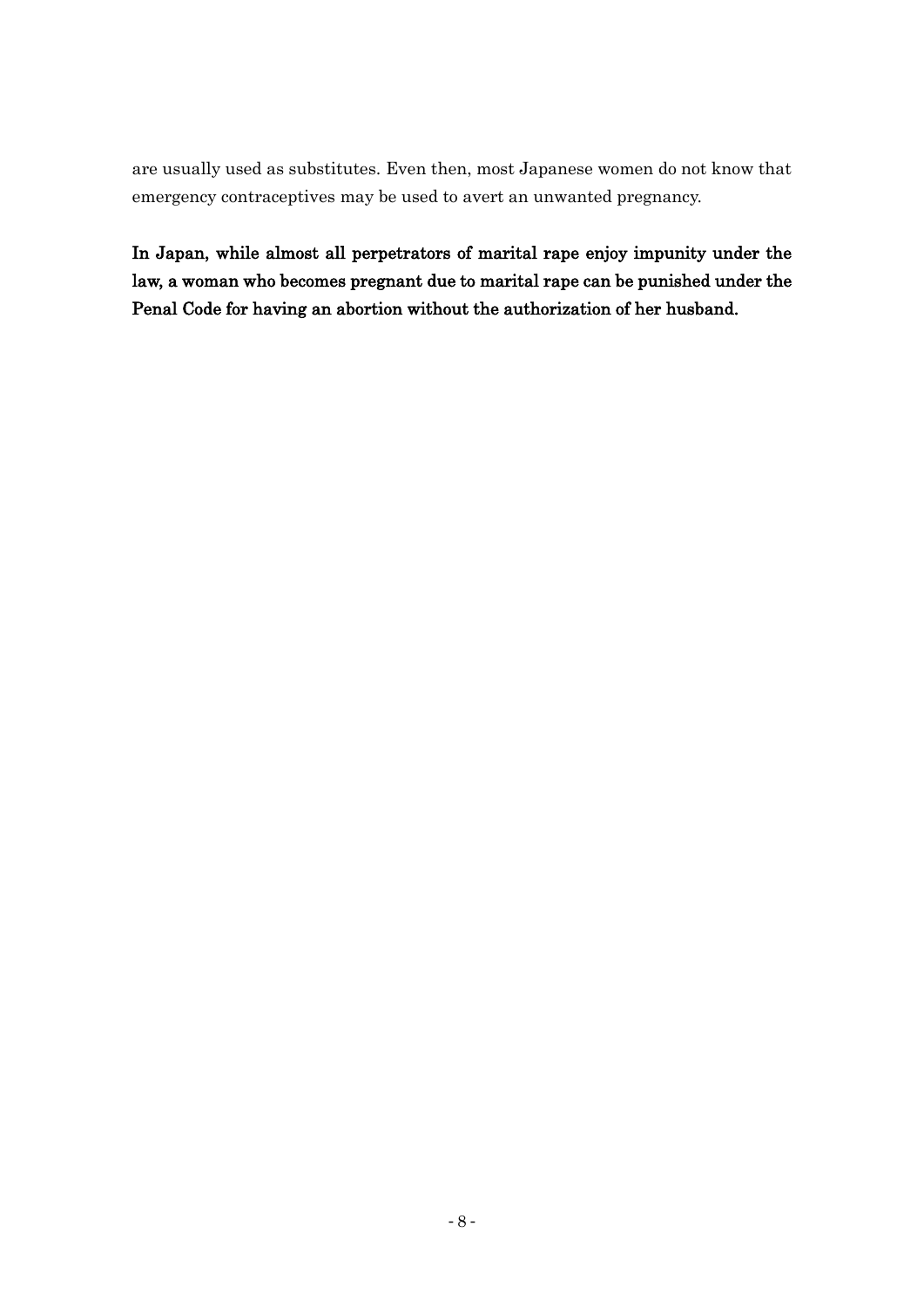are usually used as substitutes. Even then, most Japanese women do not know that emergency contraceptives may be used to avert an unwanted pregnancy.

**In Japan, while almost all perpetrators of marital rape enjoy impunity under the law, a woman who becomes pregnant due to marital rape can be punished under the Penal Code for having an abortion without the authorization of her husband.**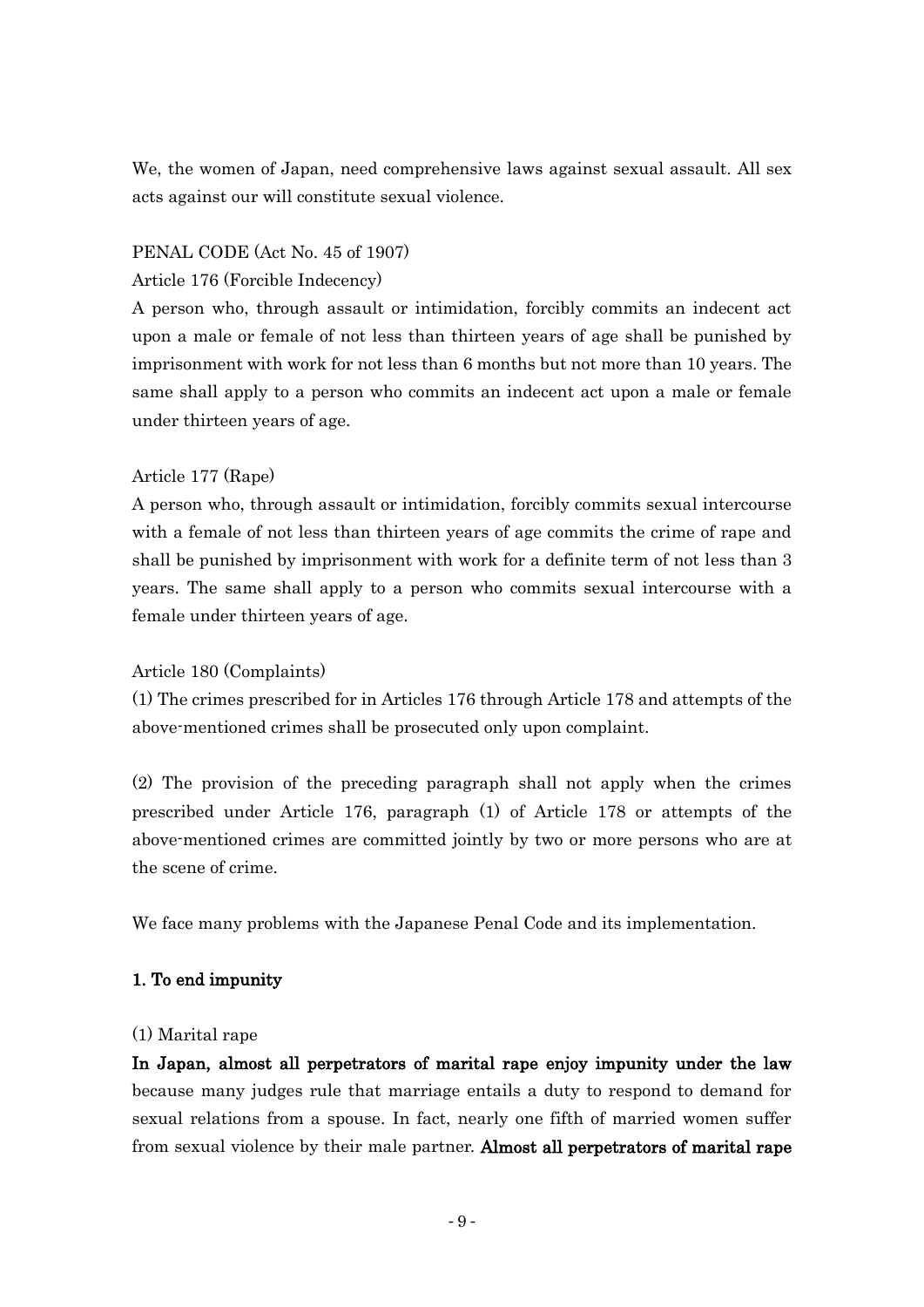We, the women of Japan, need comprehensive laws against sexual assault. All sex acts against our will constitute sexual violence.

PENAL CODE (Act No. 45 of 1907)

Article 176 (Forcible Indecency)

A person who, through assault or intimidation, forcibly commits an indecent act upon a male or female of not less than thirteen years of age shall be punished by imprisonment with work for not less than 6 months but not more than 10 years. The same shall apply to a person who commits an indecent act upon a male or female under thirteen years of age.

Article 177 (Rape)

A person who, through assault or intimidation, forcibly commits sexual intercourse with a female of not less than thirteen years of age commits the crime of rape and shall be punished by imprisonment with work for a definite term of not less than 3 years. The same shall apply to a person who commits sexual intercourse with a female under thirteen years of age.

Article 180 (Complaints)

(1) The crimes prescribed for in Articles 176 through Article 178 and attempts of the above-mentioned crimes shall be prosecuted only upon complaint.

(2) The provision of the preceding paragraph shall not apply when the crimes prescribed under Article 176, paragraph (1) of Article 178 or attempts of the above-mentioned crimes are committed jointly by two or more persons who are at the scene of crime.

We face many problems with the Japanese Penal Code and its implementation.

## 1. To end impunity

(1) Marital rape

**In Japan, almost all perpetrators of marital rape enjoy impunity under the law** because many judges rule that marriage entails a duty to respond to demand for sexual relations from a spouse. In fact, nearly one fifth of married women suffer from sexual violence by their male partner. **Almost all perpetrators of marital rape**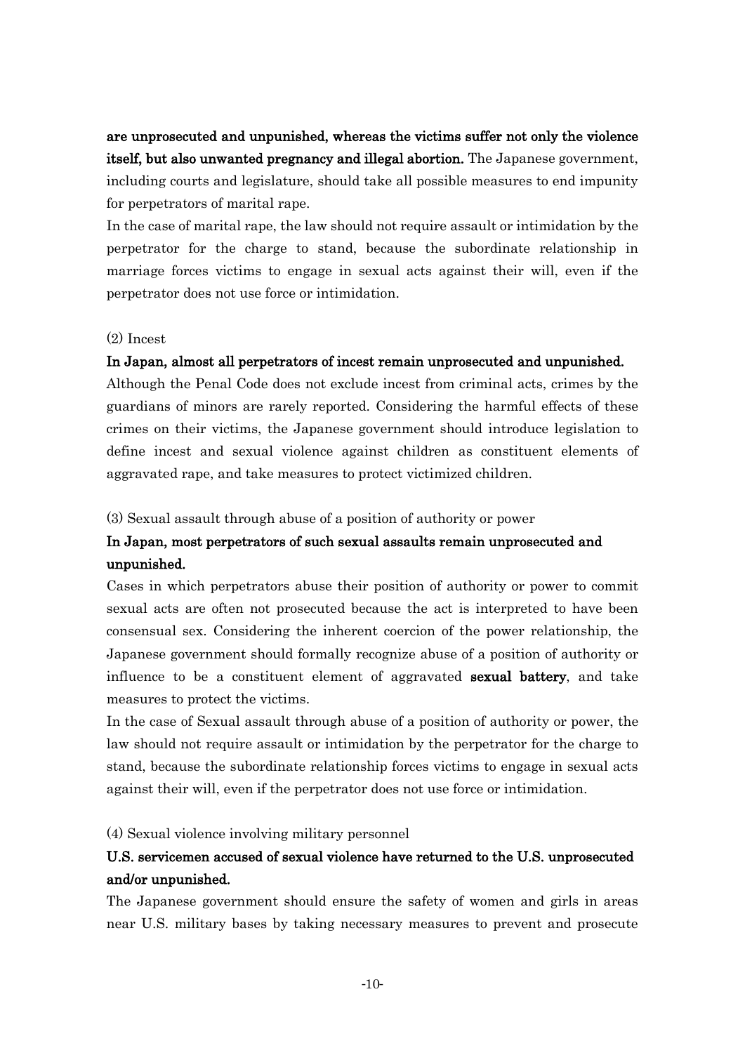**are unprosecuted and unpunished, whereas the victims suffer not only the violence itself, but also unwanted pregnancy and illegal abortion.** The Japanese government, including courts and legislature, should take all possible measures to end impunity for perpetrators of marital rape.

In the case of marital rape, the law should not require assault or intimidation by the perpetrator for the charge to stand, because the subordinate relationship in marriage forces victims to engage in sexual acts against their will, even if the perpetrator does not use force or intimidation.

(2) Incest

**In Japan, almost all perpetrators of incest remain unprosecuted and unpunished.**

Although the Penal Code does not exclude incest from criminal acts, crimes by the guardians of minors are rarely reported. Considering the harmful effects of these crimes on their victims, the Japanese government should introduce legislation to define incest and sexual violence against children as constituent elements of aggravated rape, and take measures to protect victimized children.

(3) Sexual assault through abuse of a position of authority or power

**In Japan, most perpetrators of such sexual assaults remain unprosecuted and unpunished.**

Cases in which perpetrators abuse their position of authority or power to commit sexual acts are often not prosecuted because the act is interpreted to have been consensual sex. Considering the inherent coercion of the power relationship, the Japanese government should formally recognize abuse of a position of authority or influence to be a constituent element of aggravated **sexual battery**, and take measures to protect the victims.

In the case of Sexual assault through abuse of a position of authority or power, the law should not require assault or intimidation by the perpetrator for the charge to stand, because the subordinate relationship forces victims to engage in sexual acts against their will, even if the perpetrator does not use force or intimidation.

(4) Sexual violence involving military personnel

**U.S. servicemen accused of sexual violence have returned to the U.S. unprosecuted and/or unpunished.**

The Japanese government should ensure the safety of women and girls in areas near U.S. military bases by taking necessary measures to prevent and prosecute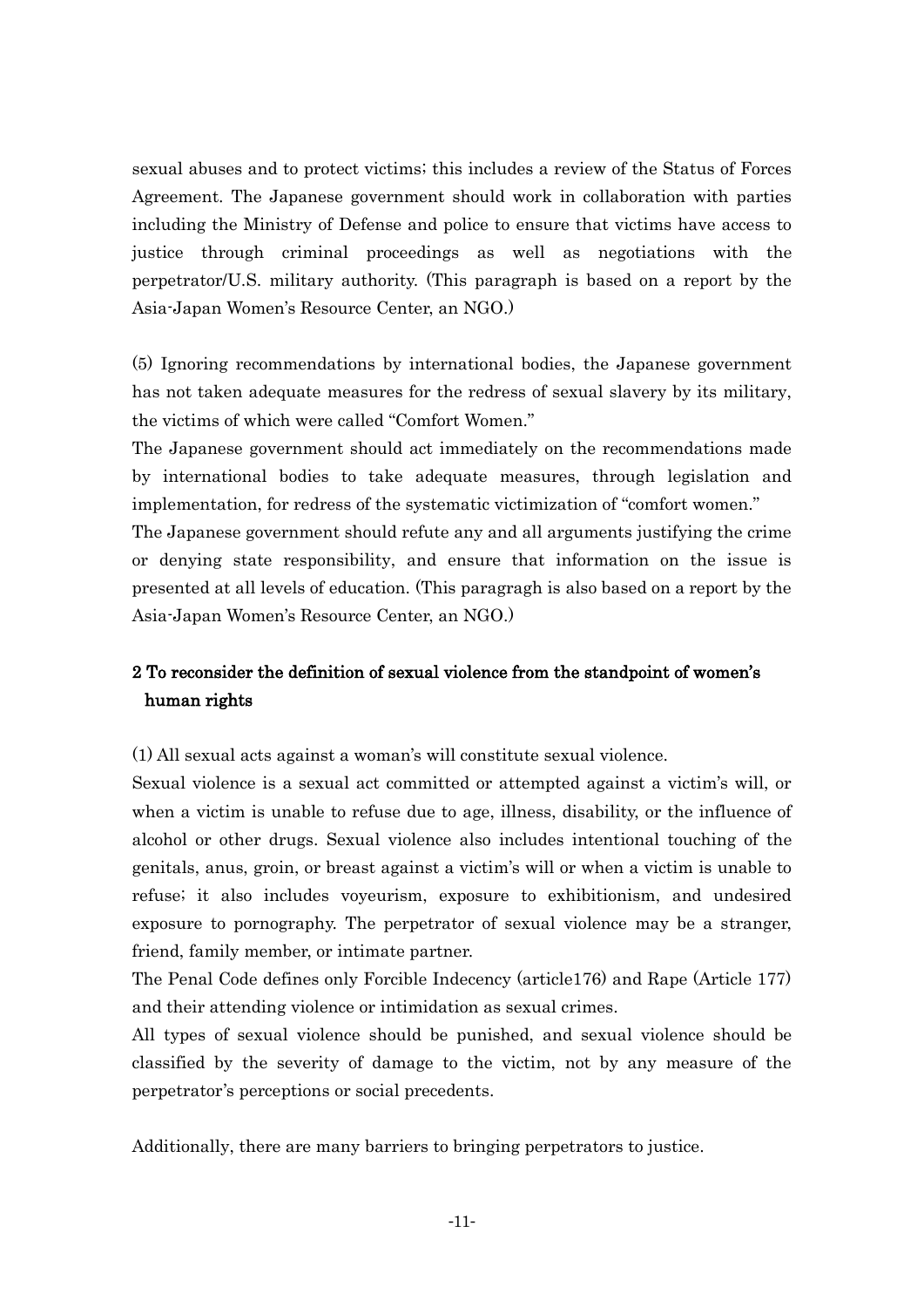sexual abuses and to protect victims; this includes a review of the Status of Forces Agreement. The Japanese government should work in collaboration with parties including the Ministry of Defense and police to ensure that victims have access to justice through criminal proceedings as well as negotiations with the perpetrator/U.S. military authority. (This paragraph is based on a report by the Asia-Japan Women's Resource Center, an NGO.)

(5) Ignoring recommendations by international bodies, the Japanese government has not taken adequate measures for the redress of sexual slavery by its military, the victims of which were called "Comfort Women."

The Japanese government should act immediately on the recommendations made by international bodies to take adequate measures, through legislation and implementation, for redress of the systematic victimization of "comfort women."

The Japanese government should refute any and all arguments justifying the crime or denying state responsibility, and ensure that information on the issue is presented at all levels of education. (This paragragh is also based on a report by the Asia-Japan Women's Resource Center, an NGO.)

## 2 To reconsider the definition of sexual violence from the standpoint of women's human rights

(1) All sexual acts against a woman's will constitute sexual violence.

Sexual violence is a sexual act committed or attempted against a victim's will, or when a victim is unable to refuse due to age, illness, disability, or the influence of alcohol or other drugs. Sexual violence also includes intentional touching of the genitals, anus, groin, or breast against a victim's will or when a victim is unable to refuse; it also includes voyeurism, exposure to exhibitionism, and undesired exposure to pornography. The perpetrator of sexual violence may be a stranger, friend, family member, or intimate partner.

The Penal Code defines only Forcible Indecency (article176) and Rape (Article 177) and their attending violence or intimidation as sexual crimes.

All types of sexual violence should be punished, and sexual violence should be classified by the severity of damage to the victim, not by any measure of the perpetrator's perceptions or social precedents.

Additionally, there are many barriers to bringing perpetrators to justice.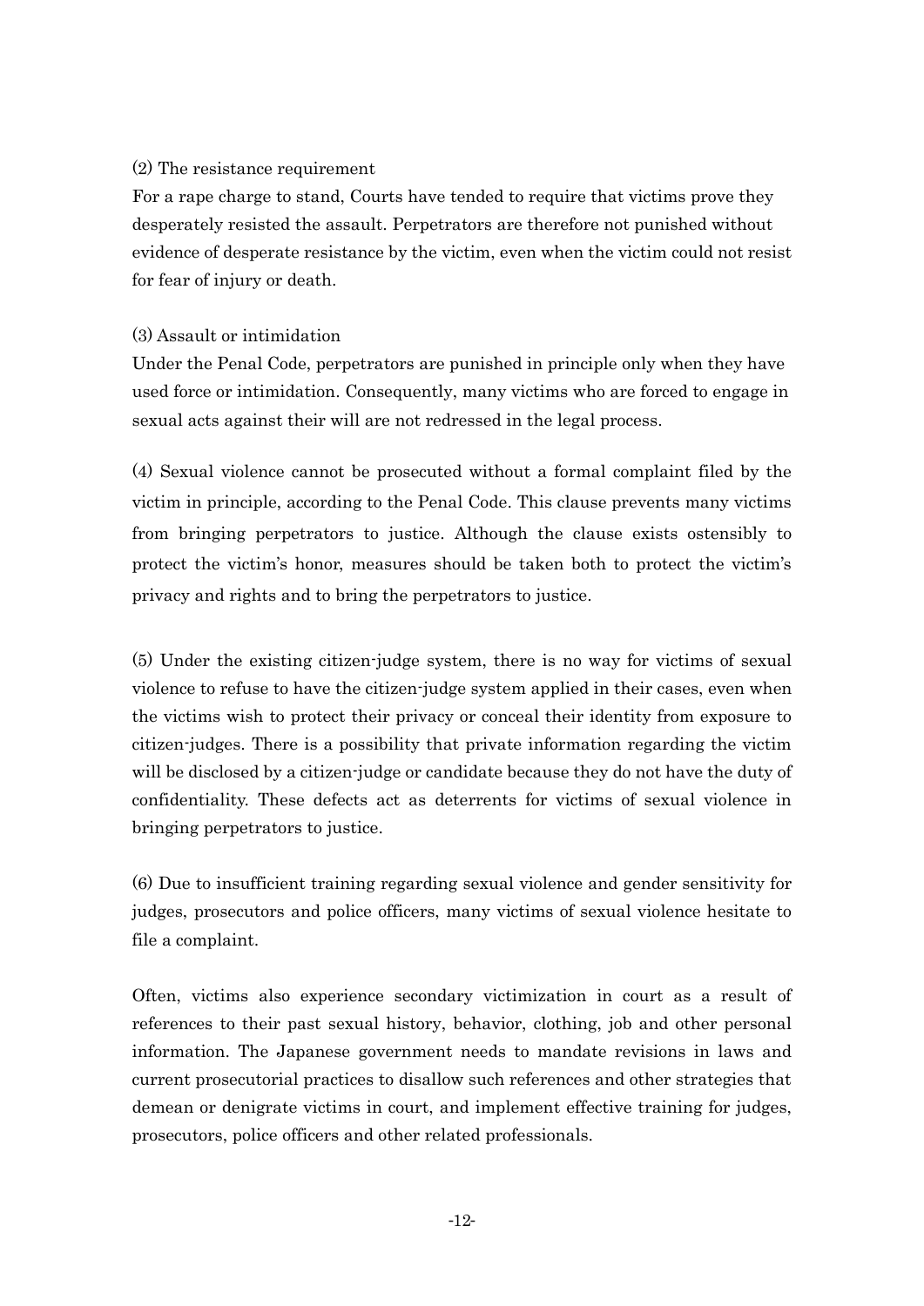(2) The resistance requirement

For a rape charge to stand, Courts have tended to require that victims prove they desperately resisted the assault. Perpetrators are therefore not punished without evidence of desperate resistance by the victim, even when the victim could not resist for fear of injury or death.

(3) Assault or intimidation

Under the Penal Code, perpetrators are punished in principle only when they have used force or intimidation. Consequently, many victims who are forced to engage in sexual acts against their will are not redressed in the legal process.

(4) Sexual violence cannot be prosecuted without a formal complaint filed by the victim in principle, according to the Penal Code. This clause prevents many victims from bringing perpetrators to justice. Although the clause exists ostensibly to protect the victim's honor, measures should be taken both to protect the victim's privacy and rights and to bring the perpetrators to justice.

(5) Under the existing citizen-judge system, there is no way for victims of sexual violence to refuse to have the citizen-judge system applied in their cases, even when the victims wish to protect their privacy or conceal their identity from exposure to citizen-judges. There is a possibility that private information regarding the victim will be disclosed by a citizen-judge or candidate because they do not have the duty of confidentiality. These defects act as deterrents for victims of sexual violence in bringing perpetrators to justice.

(6) Due to insufficient training regarding sexual violence and gender sensitivity for judges, prosecutors and police officers, many victims of sexual violence hesitate to file a complaint.

Often, victims also experience secondary victimization in court as a result of references to their past sexual history, behavior, clothing, job and other personal information. The Japanese government needs to mandate revisions in laws and current prosecutorial practices to disallow such references and other strategies that demean or denigrate victims in court, and implement effective training for judges, prosecutors, police officers and other related professionals.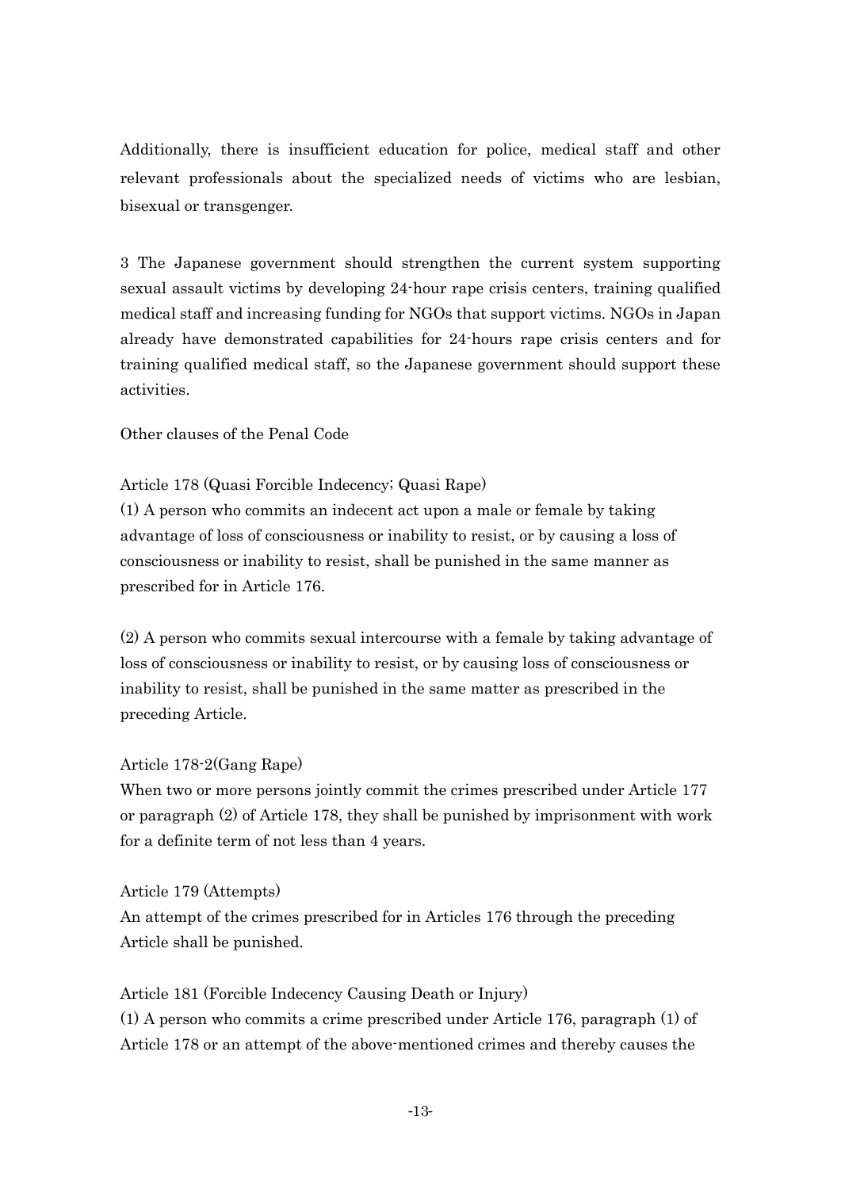Additionally, there is insufficient education for police, medical staff and other relevant professionals about the specialized needs of victims who are lesbian, bisexual or transgenger.

3 The Japanese government should strengthen the current system supporting sexual assault victims by developing 24-hour rape crisis centers, training qualified medical staff and increasing funding for NGOs that support victims. NGOs in Japan already have demonstrated capabilities for 24-hours rape crisis centers and for training qualified medical staff, so the Japanese government should support these activities.

Other clauses of the Penal Code

Article 178 (Quasi Forcible Indecency; Quasi Rape)

(1) A person who commits an indecent act upon a male or female by taking advantage of loss of consciousness or inability to resist, or by causing a loss of consciousness or inability to resist, shall be punished in the same manner as prescribed for in Article 176.

(2) A person who commits sexual intercourse with a female by taking advantage of loss of consciousness or inability to resist, or by causing loss of consciousness or inability to resist, shall be punished in the same matter as prescribed in the preceding Article.

Article 178-2(Gang Rape)

When two or more persons jointly commit the crimes prescribed under Article 177 or paragraph (2) of Article 178, they shall be punished by imprisonment with work for a definite term of not less than 4 years.

Article 179 (Attempts)

An attempt of the crimes prescribed for in Articles 176 through the preceding Article shall be punished.

Article 181 (Forcible Indecency Causing Death or Injury)

(1) A person who commits a crime prescribed under Article 176, paragraph (1) of Article 178 or an attempt of the above-mentioned crimes and thereby causes the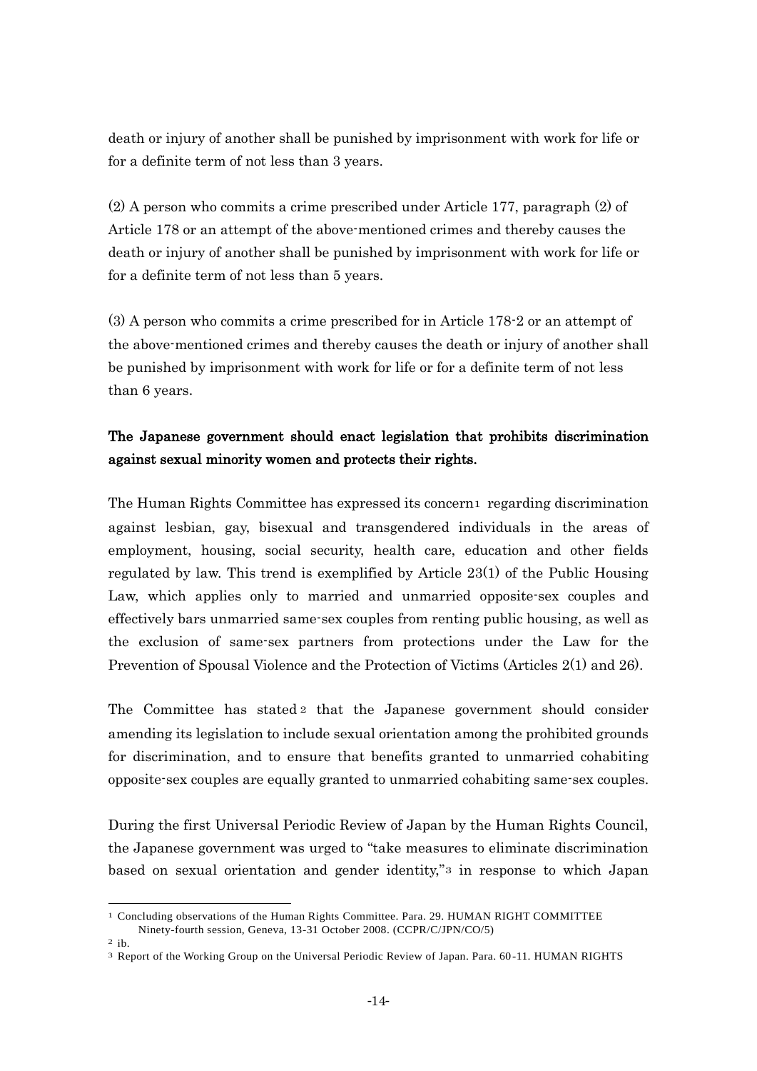death or injury of another shall be punished by imprisonment with work for life or for a definite term of not less than 3 years.

(2) A person who commits a crime prescribed under Article 177, paragraph (2) of Article 178 or an attempt of the above-mentioned crimes and thereby causes the death or injury of another shall be punished by imprisonment with work for life or for a definite term of not less than 5 years.

(3) A person who commits a crime prescribed for in Article 178-2 or an attempt of the above-mentioned crimes and thereby causes the death or injury of another shall be punished by imprisonment with work for life or for a definite term of not less than 6 years.

**The Japanese government should enact legislation that prohibits discrimination against sexual minority women and protects their rights.**

The Human Rights Committee has expressed its concern[1] regarding discrimination against lesbian, gay, bisexual and transgendered individuals in the areas of employment, housing, social security, health care, education and other fields regulated by law. This trend is exemplified by Article 23(1) of the Public Housing Law, which applies only to married and unmarried opposite-sex couples and effectively bars unmarried same-sex couples from renting public housing, as well as the exclusion of same-sex partners from protections under the Law for the Prevention of Spousal Violence and the Protection of Victims (Articles 2(1) and 26).

The Committee has stated[2] that the Japanese government should consider amending its legislation to include sexual orientation among the prohibited grounds for discrimination, and to ensure that benefits granted to unmarried cohabiting opposite-sex couples are equally granted to unmarried cohabiting same-sex couples.

During the first Universal Periodic Review of Japan by the Human Rights Council, the Japanese government was urged to "take measures to eliminate discrimination based on sexual orientation and gender identity,"[3] in response to which Japan

---

[1] Concluding observations of the Human Rights Committee. Para. 29. HUMAN RIGHT COMMITTEE Ninety-fourth session, Geneva, 13-31 October 2008. (CCPR/C/JPN/CO/5)

[2] ib.

[3] Report of the Working Group on the Universal Periodic Review of Japan. Para. 60-11. HUMAN RIGHTS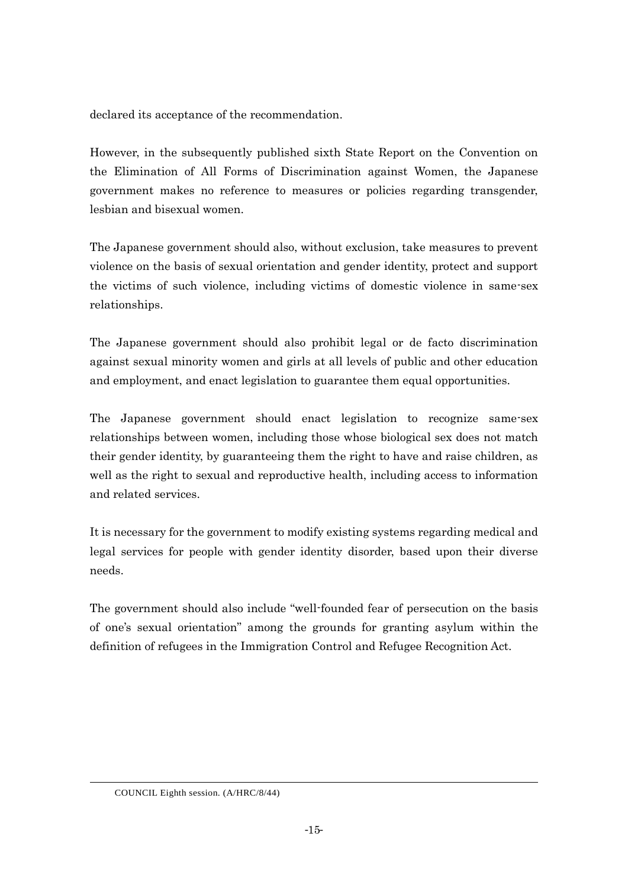declared its acceptance of the recommendation.

However, in the subsequently published sixth State Report on the Convention on the Elimination of All Forms of Discrimination against Women, the Japanese government makes no reference to measures or policies regarding transgender, lesbian and bisexual women.

The Japanese government should also, without exclusion, take measures to prevent violence on the basis of sexual orientation and gender identity, protect and support the victims of such violence, including victims of domestic violence in same-sex relationships.

The Japanese government should also prohibit legal or de facto discrimination against sexual minority women and girls at all levels of public and other education and employment, and enact legislation to guarantee them equal opportunities.

The Japanese government should enact legislation to recognize same-sex relationships between women, including those whose biological sex does not match their gender identity, by guaranteeing them the right to have and raise children, as well as the right to sexual and reproductive health, including access to information and related services.

It is necessary for the government to modify existing systems regarding medical and legal services for people with gender identity disorder, based upon their diverse needs.

The government should also include "well-founded fear of persecution on the basis of one's sexual orientation" among the grounds for granting asylum within the definition of refugees in the Immigration Control and Refugee Recognition Act.

---

COUNCIL Eighth session. (A/HRC/8/44)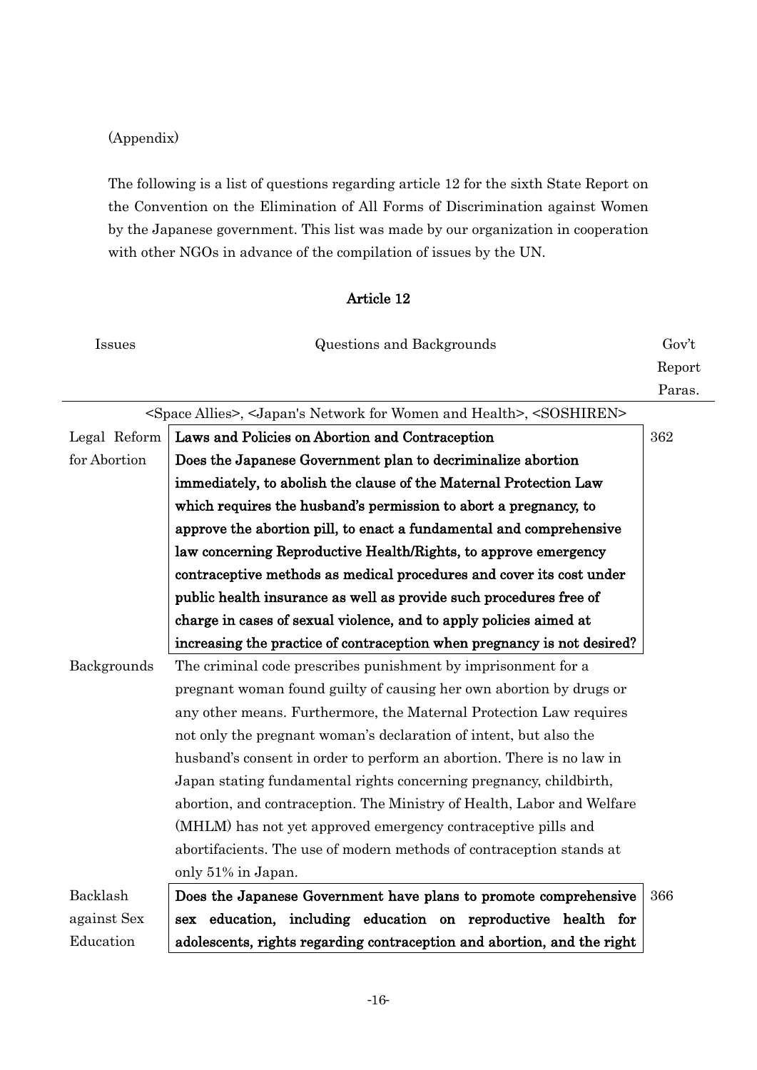(Appendix)

The following is a list of questions regarding article 12 for the sixth State Report on the Convention on the Elimination of All Forms of Discrimination against Women by the Japanese government. This list was made by our organization in cooperation with other NGOs in advance of the compilation of issues by the UN.

## Article 12

| Issues | Questions and Backgrounds | Gov't Report Paras. |
|---|---|---|
| | <Space Allies>, <Japan's Network for Women and Health>, <SOSHIREN> | |
| Legal Reform for Abortion | **Laws and Policies on Abortion and Contraception**<br>**Does the Japanese Government plan to decriminalize abortion immediately, to abolish the clause of the Maternal Protection Law which requires the husband's permission to abort a pregnancy, to approve the abortion pill, to enact a fundamental and comprehensive law concerning Reproductive Health/Rights, to approve emergency contraceptive methods as medical procedures and cover its cost under public health insurance as well as provide such procedures free of charge in cases of sexual violence, and to apply policies aimed at increasing the practice of contraception when pregnancy is not desired?** | 362 |
| Backgrounds | The criminal code prescribes punishment by imprisonment for a pregnant woman found guilty of causing her own abortion by drugs or any other means. Furthermore, the Maternal Protection Law requires not only the pregnant woman's declaration of intent, but also the husband's consent in order to perform an abortion. There is no law in Japan stating fundamental rights concerning pregnancy, childbirth, abortion, and contraception. The Ministry of Health, Labor and Welfare (MHLM) has not yet approved emergency contraceptive pills and abortifacients. The use of modern methods of contraception stands at only 51% in Japan. | |
| Backlash against Sex Education | **Does the Japanese Government have plans to promote comprehensive sex education, including education on reproductive health for adolescents, rights regarding contraception and abortion, and the right** | 366 |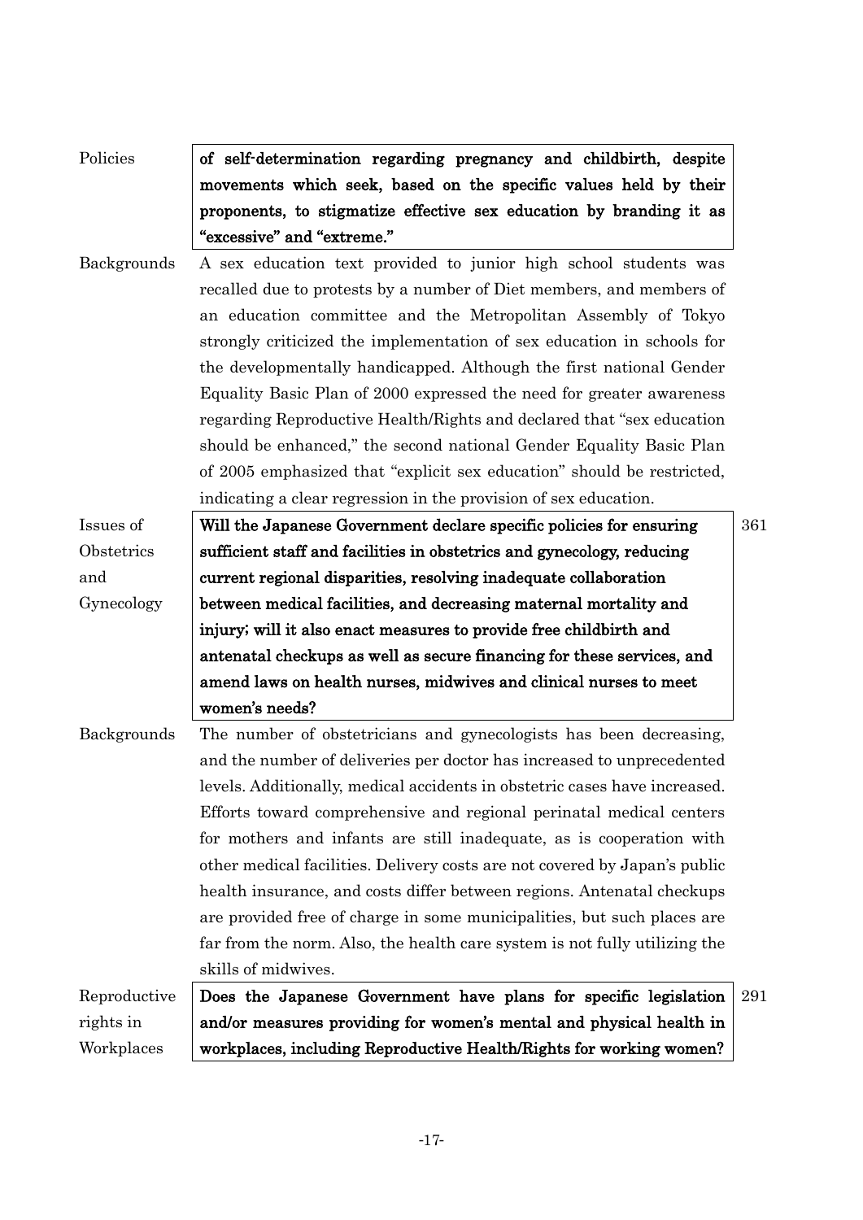| | | |
|---|---|---|
| Policies | **of self-determination regarding pregnancy and childbirth, despite movements which seek, based on the specific values held by their proponents, to stigmatize effective sex education by branding it as "excessive" and "extreme."** | |
| Backgrounds | A sex education text provided to junior high school students was recalled due to protests by a number of Diet members, and members of an education committee and the Metropolitan Assembly of Tokyo strongly criticized the implementation of sex education in schools for the developmentally handicapped. Although the first national Gender Equality Basic Plan of 2000 expressed the need for greater awareness regarding Reproductive Health/Rights and declared that "sex education should be enhanced," the second national Gender Equality Basic Plan of 2005 emphasized that "explicit sex education" should be restricted, indicating a clear regression in the provision of sex education. | |
| Issues of Obstetrics and Gynecology | **Will the Japanese Government declare specific policies for ensuring sufficient staff and facilities in obstetrics and gynecology, reducing current regional disparities, resolving inadequate collaboration between medical facilities, and decreasing maternal mortality and injury; will it also enact measures to provide free childbirth and antenatal checkups as well as secure financing for these services, and amend laws on health nurses, midwives and clinical nurses to meet women's needs?** | 361 |
| Backgrounds | The number of obstetricians and gynecologists has been decreasing, and the number of deliveries per doctor has increased to unprecedented levels. Additionally, medical accidents in obstetric cases have increased. Efforts toward comprehensive and regional perinatal medical centers for mothers and infants are still inadequate, as is cooperation with other medical facilities. Delivery costs are not covered by Japan's public health insurance, and costs differ between regions. Antenatal checkups are provided free of charge in some municipalities, but such places are far from the norm. Also, the health care system is not fully utilizing the skills of midwives. | |
| Reproductive rights in Workplaces | **Does the Japanese Government have plans for specific legislation and/or measures providing for women's mental and physical health in workplaces, including Reproductive Health/Rights for working women?** | 291 |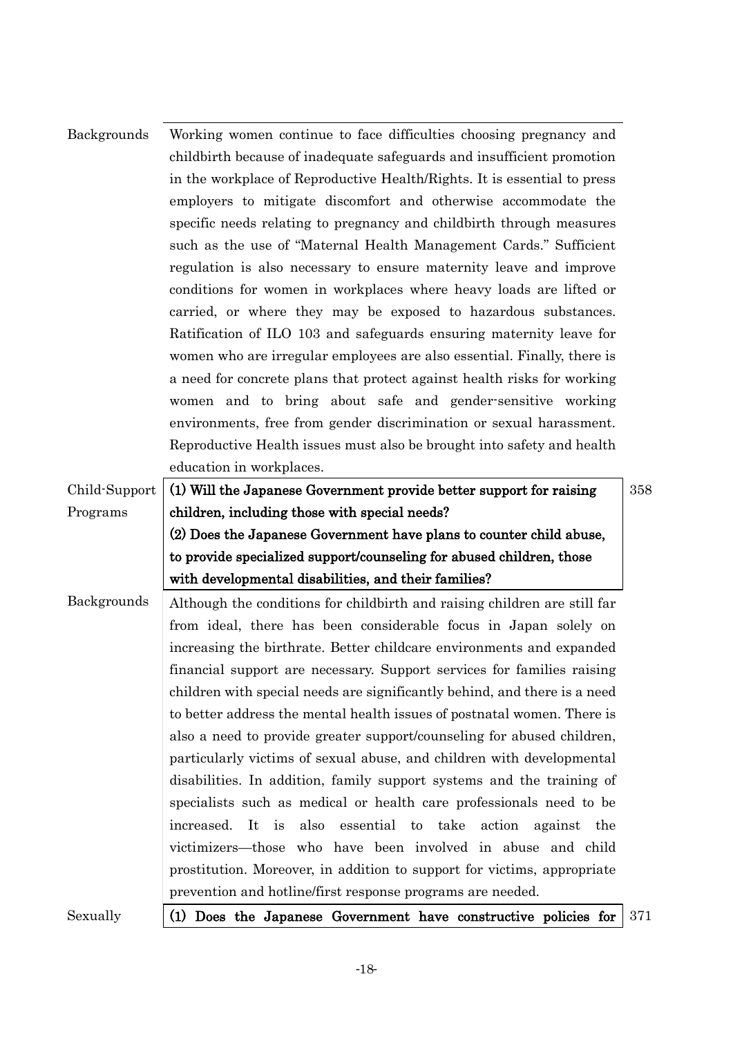| | | |
|---|---|---|
| Backgrounds | Working women continue to face difficulties choosing pregnancy and childbirth because of inadequate safeguards and insufficient promotion in the workplace of Reproductive Health/Rights. It is essential to press employers to mitigate discomfort and otherwise accommodate the specific needs relating to pregnancy and childbirth through measures such as the use of "Maternal Health Management Cards." Sufficient regulation is also necessary to ensure maternity leave and improve conditions for women in workplaces where heavy loads are lifted or carried, or where they may be exposed to hazardous substances. Ratification of ILO 103 and safeguards ensuring maternity leave for women who are irregular employees are also essential. Finally, there is a need for concrete plans that protect against health risks for working women and to bring about safe and gender-sensitive working environments, free from gender discrimination or sexual harassment. Reproductive Health issues must also be brought into safety and health education in workplaces. | |
| Child-Support Programs | **(1) Will the Japanese Government provide better support for raising children, including those with special needs?**<br>**(2) Does the Japanese Government have plans to counter child abuse, to provide specialized support/counseling for abused children, those with developmental disabilities, and their families?** | 358 |
| Backgrounds | Although the conditions for childbirth and raising children are still far from ideal, there has been considerable focus in Japan solely on increasing the birthrate. Better childcare environments and expanded financial support are necessary. Support services for families raising children with special needs are significantly behind, and there is a need to better address the mental health issues of postnatal women. There is also a need to provide greater support/counseling for abused children, particularly victims of sexual abuse, and children with developmental disabilities. In addition, family support systems and the training of specialists such as medical or health care professionals need to be increased. It is also essential to take action against the victimizers—those who have been involved in abuse and child prostitution. Moreover, in addition to support for victims, appropriate prevention and hotline/first response programs are needed. | |
| Sexually | **(1) Does the Japanese Government have constructive policies for** | 371 |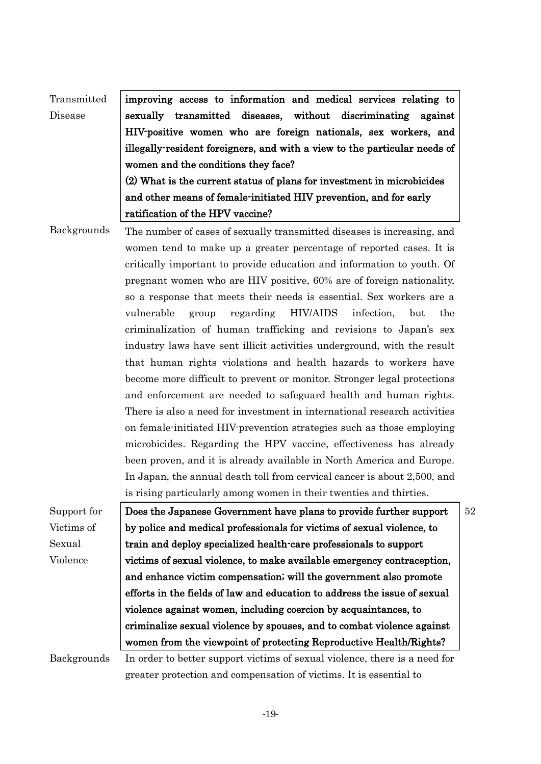| | | |
|---|---|---|
| Transmitted Disease | **improving access to information and medical services relating to sexually transmitted diseases, without discriminating against HIV-positive women who are foreign nationals, sex workers, and illegally-resident foreigners, and with a view to the particular needs of women and the conditions they face?**<br>**(2) What is the current status of plans for investment in microbicides and other means of female-initiated HIV prevention, and for early ratification of the HPV vaccine?** | |
| Backgrounds | The number of cases of sexually transmitted diseases is increasing, and women tend to make up a greater percentage of reported cases. It is critically important to provide education and information to youth. Of pregnant women who are HIV positive, 60% are of foreign nationality, so a response that meets their needs is essential. Sex workers are a vulnerable group regarding HIV/AIDS infection, but the criminalization of human trafficking and revisions to Japan's sex industry laws have sent illicit activities underground, with the result that human rights violations and health hazards to workers have become more difficult to prevent or monitor. Stronger legal protections and enforcement are needed to safeguard health and human rights. There is also a need for investment in international research activities on female-initiated HIV-prevention strategies such as those employing microbicides. Regarding the HPV vaccine, effectiveness has already been proven, and it is already available in North America and Europe. In Japan, the annual death toll from cervical cancer is about 2,500, and is rising particularly among women in their twenties and thirties. | |
| Support for Victims of Sexual Violence | **Does the Japanese Government have plans to provide further support by police and medical professionals for victims of sexual violence, to train and deploy specialized health-care professionals to support victims of sexual violence, to make available emergency contraception, and enhance victim compensation; will the government also promote efforts in the fields of law and education to address the issue of sexual violence against women, including coercion by acquaintances, to criminalize sexual violence by spouses, and to combat violence against women from the viewpoint of protecting Reproductive Health/Rights?** | 52 |
| Backgrounds | In order to better support victims of sexual violence, there is a need for greater protection and compensation of victims. It is essential to | |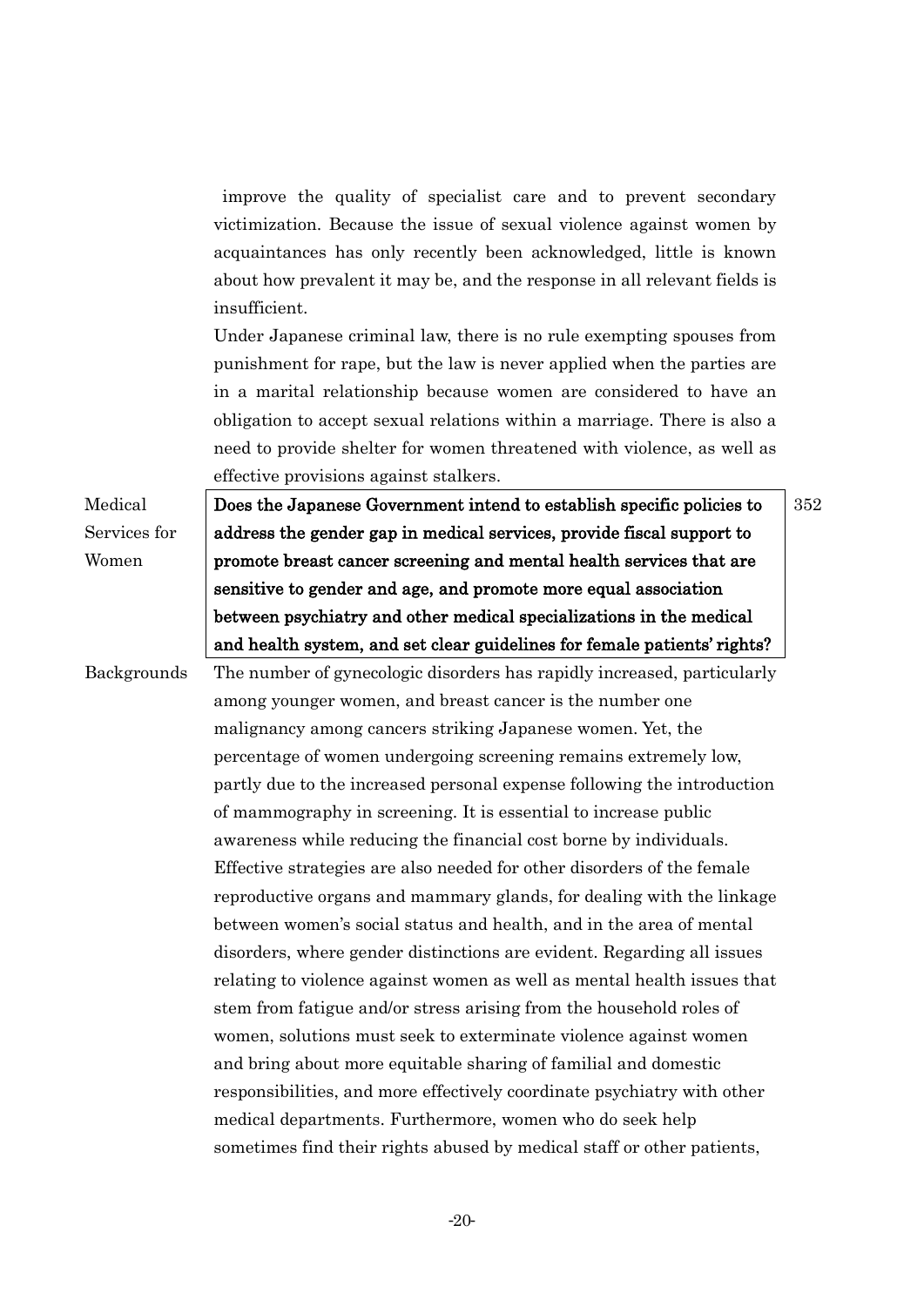improve the quality of specialist care and to prevent secondary victimization. Because the issue of sexual violence against women by acquaintances has only recently been acknowledged, little is known about how prevalent it may be, and the response in all relevant fields is insufficient.

Under Japanese criminal law, there is no rule exempting spouses from punishment for rape, but the law is never applied when the parties are in a marital relationship because women are considered to have an obligation to accept sexual relations within a marriage. There is also a need to provide shelter for women threatened with violence, as well as effective provisions against stalkers.

| Medical Services for Women | **Does the Japanese Government intend to establish specific policies to address the gender gap in medical services, provide fiscal support to promote breast cancer screening and mental health services that are sensitive to gender and age, and promote more equal association between psychiatry and other medical specializations in the medical and health system, and set clear guidelines for female patients' rights?** | 352 |
|---|---|---|

Backgrounds

The number of gynecologic disorders has rapidly increased, particularly among younger women, and breast cancer is the number one malignancy among cancers striking Japanese women. Yet, the percentage of women undergoing screening remains extremely low, partly due to the increased personal expense following the introduction of mammography in screening. It is essential to increase public awareness while reducing the financial cost borne by individuals. Effective strategies are also needed for other disorders of the female reproductive organs and mammary glands, for dealing with the linkage between women's social status and health, and in the area of mental disorders, where gender distinctions are evident. Regarding all issues relating to violence against women as well as mental health issues that stem from fatigue and/or stress arising from the household roles of women, solutions must seek to exterminate violence against women and bring about more equitable sharing of familial and domestic responsibilities, and more effectively coordinate psychiatry with other medical departments. Furthermore, women who do seek help sometimes find their rights abused by medical staff or other patients,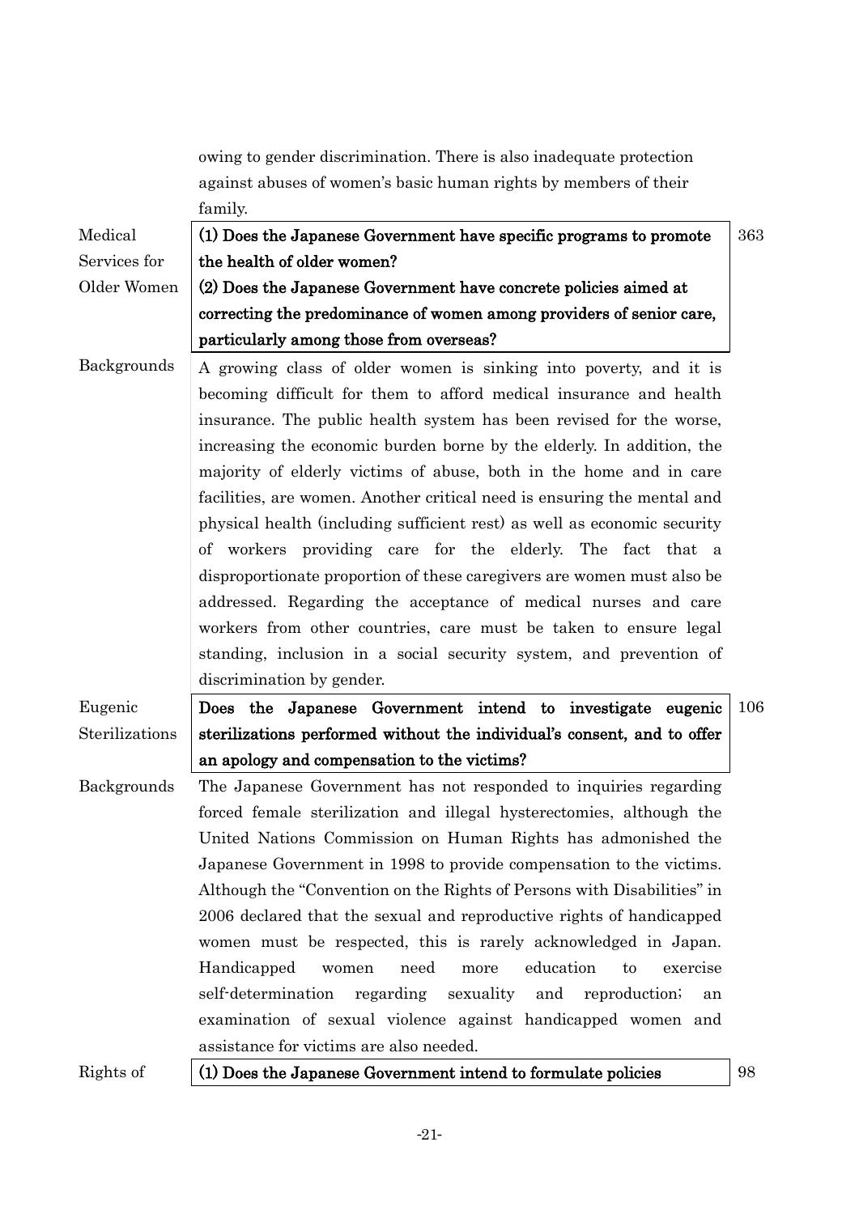owing to gender discrimination. There is also inadequate protection against abuses of women's basic human rights by members of their family.

| | | |
|---|---|---|
| Medical Services for Older Women | **(1) Does the Japanese Government have specific programs to promote the health of older women?**<br>**(2) Does the Japanese Government have concrete policies aimed at correcting the predominance of women among providers of senior care, particularly among those from overseas?** | 363 |
| Backgrounds | A growing class of older women is sinking into poverty, and it is becoming difficult for them to afford medical insurance and health insurance. The public health system has been revised for the worse, increasing the economic burden borne by the elderly. In addition, the majority of elderly victims of abuse, both in the home and in care facilities, are women. Another critical need is ensuring the mental and physical health (including sufficient rest) as well as economic security of workers providing care for the elderly. The fact that a disproportionate proportion of these caregivers are women must also be addressed. Regarding the acceptance of medical nurses and care workers from other countries, care must be taken to ensure legal standing, inclusion in a social security system, and prevention of discrimination by gender. | |
| Eugenic Sterilizations | **Does the Japanese Government intend to investigate eugenic sterilizations performed without the individual's consent, and to offer an apology and compensation to the victims?** | 106 |
| Backgrounds | The Japanese Government has not responded to inquiries regarding forced female sterilization and illegal hysterectomies, although the United Nations Commission on Human Rights has admonished the Japanese Government in 1998 to provide compensation to the victims. Although the "Convention on the Rights of Persons with Disabilities" in 2006 declared that the sexual and reproductive rights of handicapped women must be respected, this is rarely acknowledged in Japan. Handicapped women need more education to exercise self-determination regarding sexuality and reproduction; an examination of sexual violence against handicapped women and assistance for victims are also needed. | |
| Rights of | **(1) Does the Japanese Government intend to formulate policies** | 98 |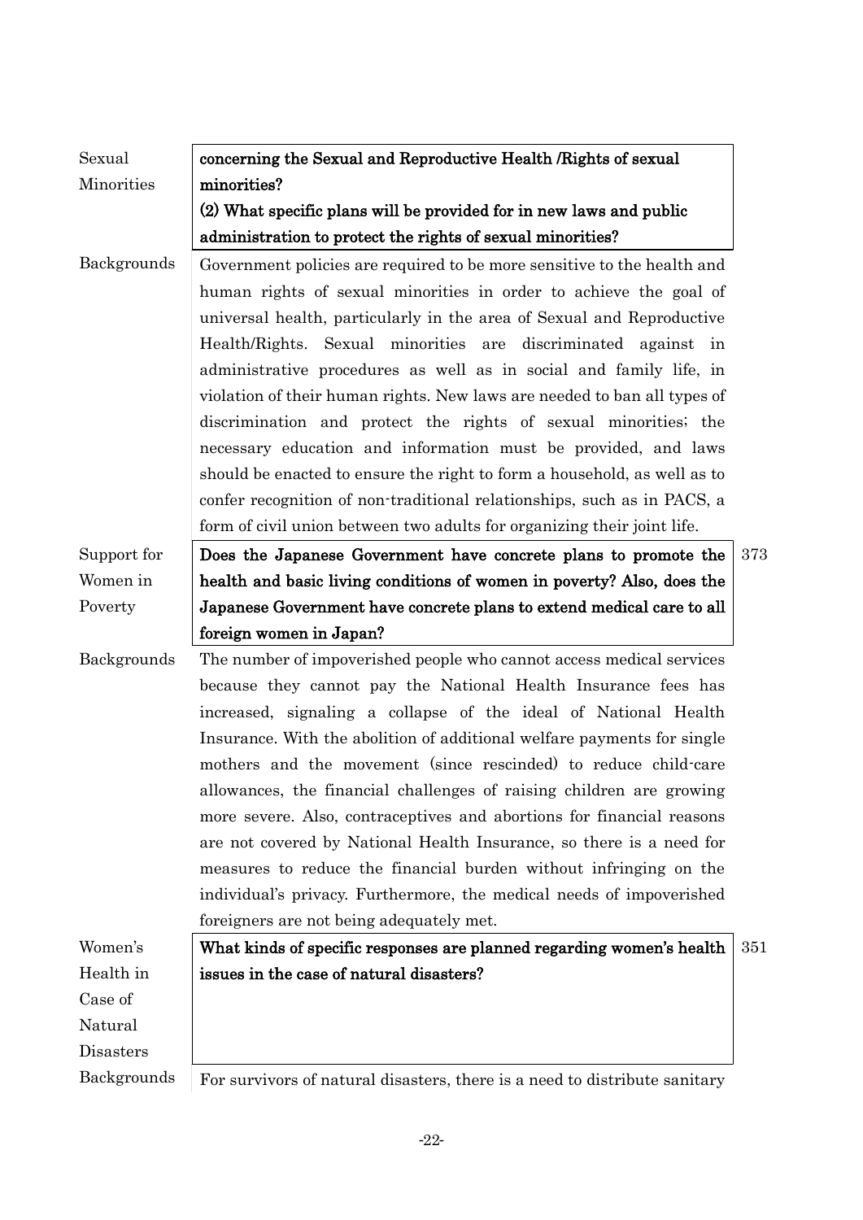| | | |
|---|---|---|
| Sexual Minorities | **concerning the Sexual and Reproductive Health /Rights of sexual minorities?**<br>**(2) What specific plans will be provided for in new laws and public administration to protect the rights of sexual minorities?** | |
| Backgrounds | Government policies are required to be more sensitive to the health and human rights of sexual minorities in order to achieve the goal of universal health, particularly in the area of Sexual and Reproductive Health/Rights. Sexual minorities are discriminated against in administrative procedures as well as in social and family life, in violation of their human rights. New laws are needed to ban all types of discrimination and protect the rights of sexual minorities; the necessary education and information must be provided, and laws should be enacted to ensure the right to form a household, as well as to confer recognition of non-traditional relationships, such as in PACS, a form of civil union between two adults for organizing their joint life. | |
| Support for Women in Poverty | **Does the Japanese Government have concrete plans to promote the health and basic living conditions of women in poverty? Also, does the Japanese Government have concrete plans to extend medical care to all foreign women in Japan?** | 373 |
| Backgrounds | The number of impoverished people who cannot access medical services because they cannot pay the National Health Insurance fees has increased, signaling a collapse of the ideal of National Health Insurance. With the abolition of additional welfare payments for single mothers and the movement (since rescinded) to reduce child-care allowances, the financial challenges of raising children are growing more severe. Also, contraceptives and abortions for financial reasons are not covered by National Health Insurance, so there is a need for measures to reduce the financial burden without infringing on the individual's privacy. Furthermore, the medical needs of impoverished foreigners are not being adequately met. | |
| Women's Health in Case of Natural Disasters | **What kinds of specific responses are planned regarding women's health issues in the case of natural disasters?** | 351 |
| Backgrounds | For survivors of natural disasters, there is a need to distribute sanitary | |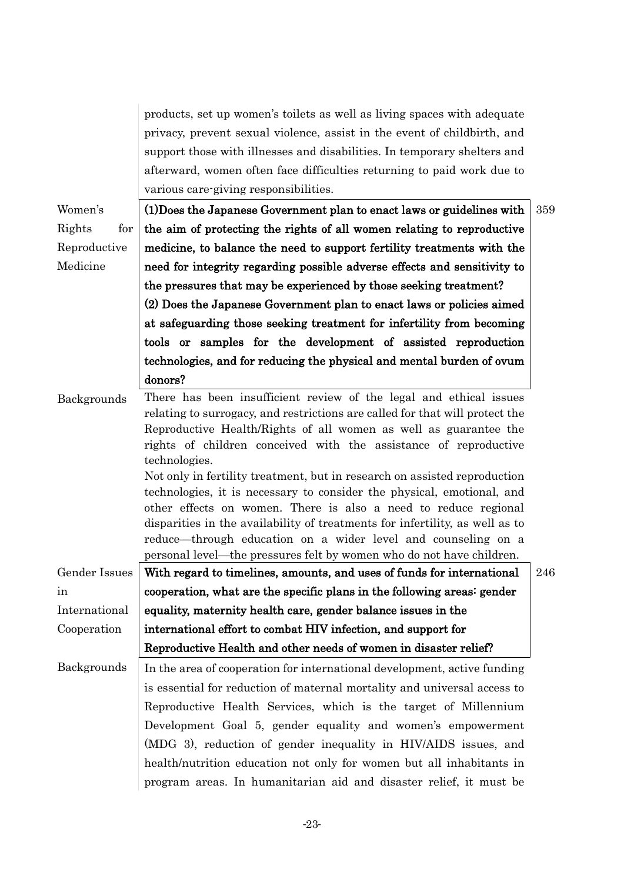products, set up women's toilets as well as living spaces with adequate privacy, prevent sexual violence, assist in the event of childbirth, and support those with illnesses and disabilities. In temporary shelters and afterward, women often face difficulties returning to paid work due to various care-giving responsibilities.

| | | |
|---|---|---|
| Women's Rights for Reproductive Medicine | **(1)Does the Japanese Government plan to enact laws or guidelines with the aim of protecting the rights of all women relating to reproductive medicine, to balance the need to support fertility treatments with the need for integrity regarding possible adverse effects and sensitivity to the pressures that may be experienced by those seeking treatment? (2) Does the Japanese Government plan to enact laws or policies aimed at safeguarding those seeking treatment for infertility from becoming tools or samples for the development of assisted reproduction technologies, and for reducing the physical and mental burden of ovum donors?** | 359 |
| Backgrounds | There has been insufficient review of the legal and ethical issues relating to surrogacy, and restrictions are called for that will protect the Reproductive Health/Rights of all women as well as guarantee the rights of children conceived with the assistance of reproductive technologies. Not only in fertility treatment, but in research on assisted reproduction technologies, it is necessary to consider the physical, emotional, and other effects on women. There is also a need to reduce regional disparities in the availability of treatments for infertility, as well as to reduce—through education on a wider level and counseling on a personal level—the pressures felt by women who do not have children. | |
| Gender Issues in International Cooperation | **With regard to timelines, amounts, and uses of funds for international cooperation, what are the specific plans in the following areas: gender equality, maternity health care, gender balance issues in the international effort to combat HIV infection, and support for Reproductive Health and other needs of women in disaster relief?** | 246 |
| Backgrounds | In the area of cooperation for international development, active funding is essential for reduction of maternal mortality and universal access to Reproductive Health Services, which is the target of Millennium Development Goal 5, gender equality and women's empowerment (MDG 3), reduction of gender inequality in HIV/AIDS issues, and health/nutrition education not only for women but all inhabitants in program areas. In humanitarian aid and disaster relief, it must be | |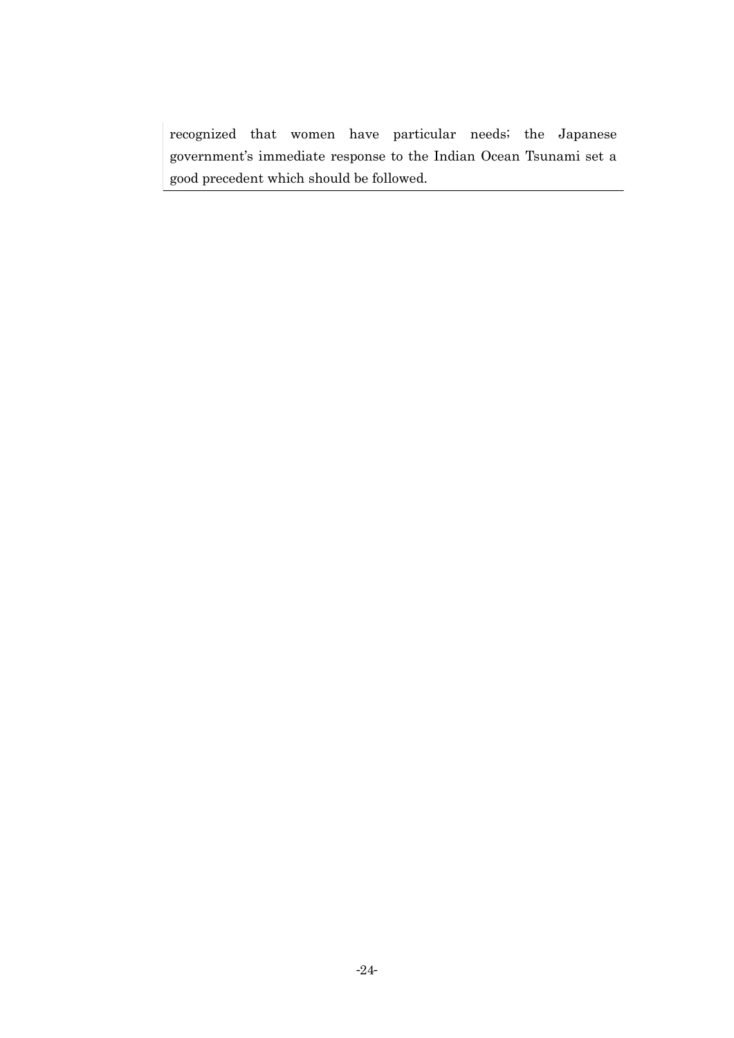recognized that women have particular needs; the Japanese government's immediate response to the Indian Ocean Tsunami set a good precedent which should be followed.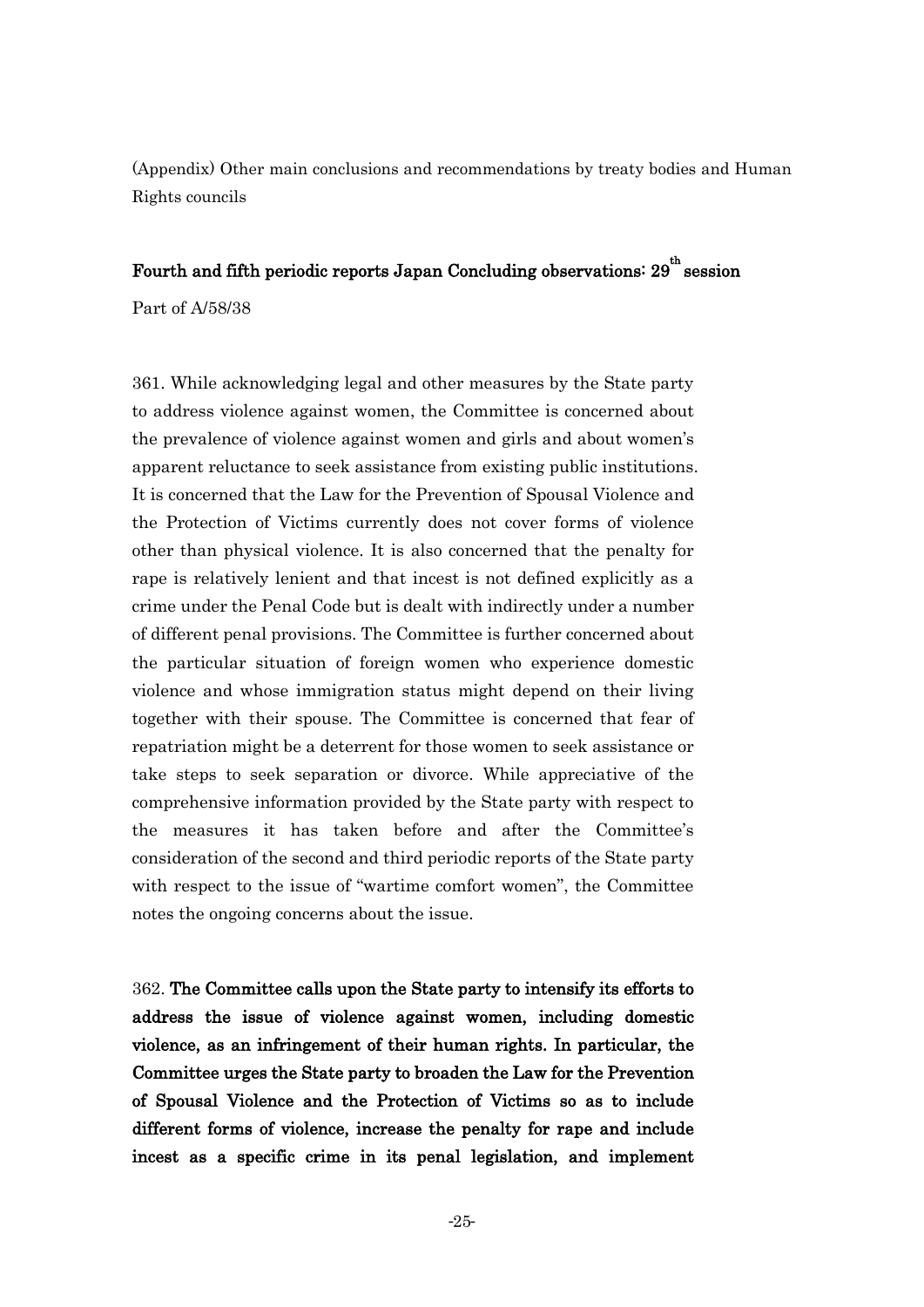(Appendix) Other main conclusions and recommendations by treaty bodies and Human Rights councils

## Fourth and fifth periodic reports Japan Concluding observations: 29th session

Part of A/58/38

361. While acknowledging legal and other measures by the State party to address violence against women, the Committee is concerned about the prevalence of violence against women and girls and about women's apparent reluctance to seek assistance from existing public institutions. It is concerned that the Law for the Prevention of Spousal Violence and the Protection of Victims currently does not cover forms of violence other than physical violence. It is also concerned that the penalty for rape is relatively lenient and that incest is not defined explicitly as a crime under the Penal Code but is dealt with indirectly under a number of different penal provisions. The Committee is further concerned about the particular situation of foreign women who experience domestic violence and whose immigration status might depend on their living together with their spouse. The Committee is concerned that fear of repatriation might be a deterrent for those women to seek assistance or take steps to seek separation or divorce. While appreciative of the comprehensive information provided by the State party with respect to the measures it has taken before and after the Committee's consideration of the second and third periodic reports of the State party with respect to the issue of "wartime comfort women", the Committee notes the ongoing concerns about the issue.

362. **The Committee calls upon the State party to intensify its efforts to address the issue of violence against women, including domestic violence, as an infringement of their human rights. In particular, the Committee urges the State party to broaden the Law for the Prevention of Spousal Violence and the Protection of Victims so as to include different forms of violence, increase the penalty for rape and include incest as a specific crime in its penal legislation, and implement**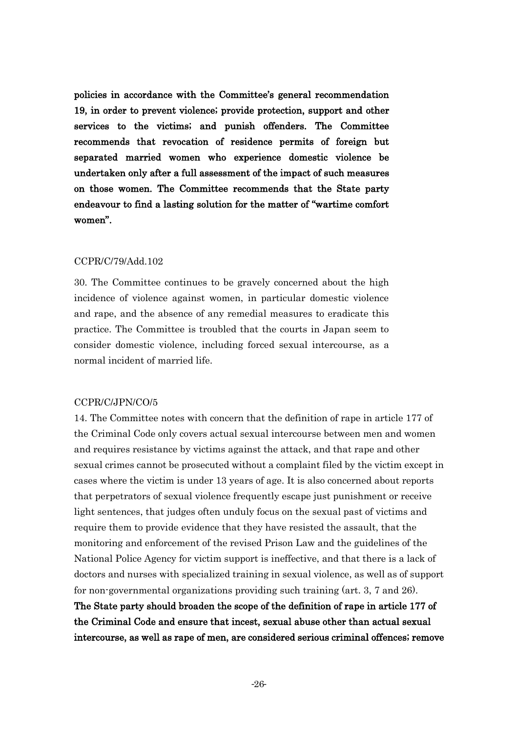**policies in accordance with the Committee's general recommendation 19, in order to prevent violence; provide protection, support and other services to the victims; and punish offenders. The Committee recommends that revocation of residence permits of foreign but separated married women who experience domestic violence be undertaken only after a full assessment of the impact of such measures on those women. The Committee recommends that the State party endeavour to find a lasting solution for the matter of "wartime comfort women".**

CCPR/C/79/Add.102

30. The Committee continues to be gravely concerned about the high incidence of violence against women, in particular domestic violence and rape, and the absence of any remedial measures to eradicate this practice. The Committee is troubled that the courts in Japan seem to consider domestic violence, including forced sexual intercourse, as a normal incident of married life.

CCPR/C/JPN/CO/5

14. The Committee notes with concern that the definition of rape in article 177 of the Criminal Code only covers actual sexual intercourse between men and women and requires resistance by victims against the attack, and that rape and other sexual crimes cannot be prosecuted without a complaint filed by the victim except in cases where the victim is under 13 years of age. It is also concerned about reports that perpetrators of sexual violence frequently escape just punishment or receive light sentences, that judges often unduly focus on the sexual past of victims and require them to provide evidence that they have resisted the assault, that the monitoring and enforcement of the revised Prison Law and the guidelines of the National Police Agency for victim support is ineffective, and that there is a lack of doctors and nurses with specialized training in sexual violence, as well as of support for non-governmental organizations providing such training (art. 3, 7 and 26).
**The State party should broaden the scope of the definition of rape in article 177 of the Criminal Code and ensure that incest, sexual abuse other than actual sexual intercourse, as well as rape of men, are considered serious criminal offences; remove**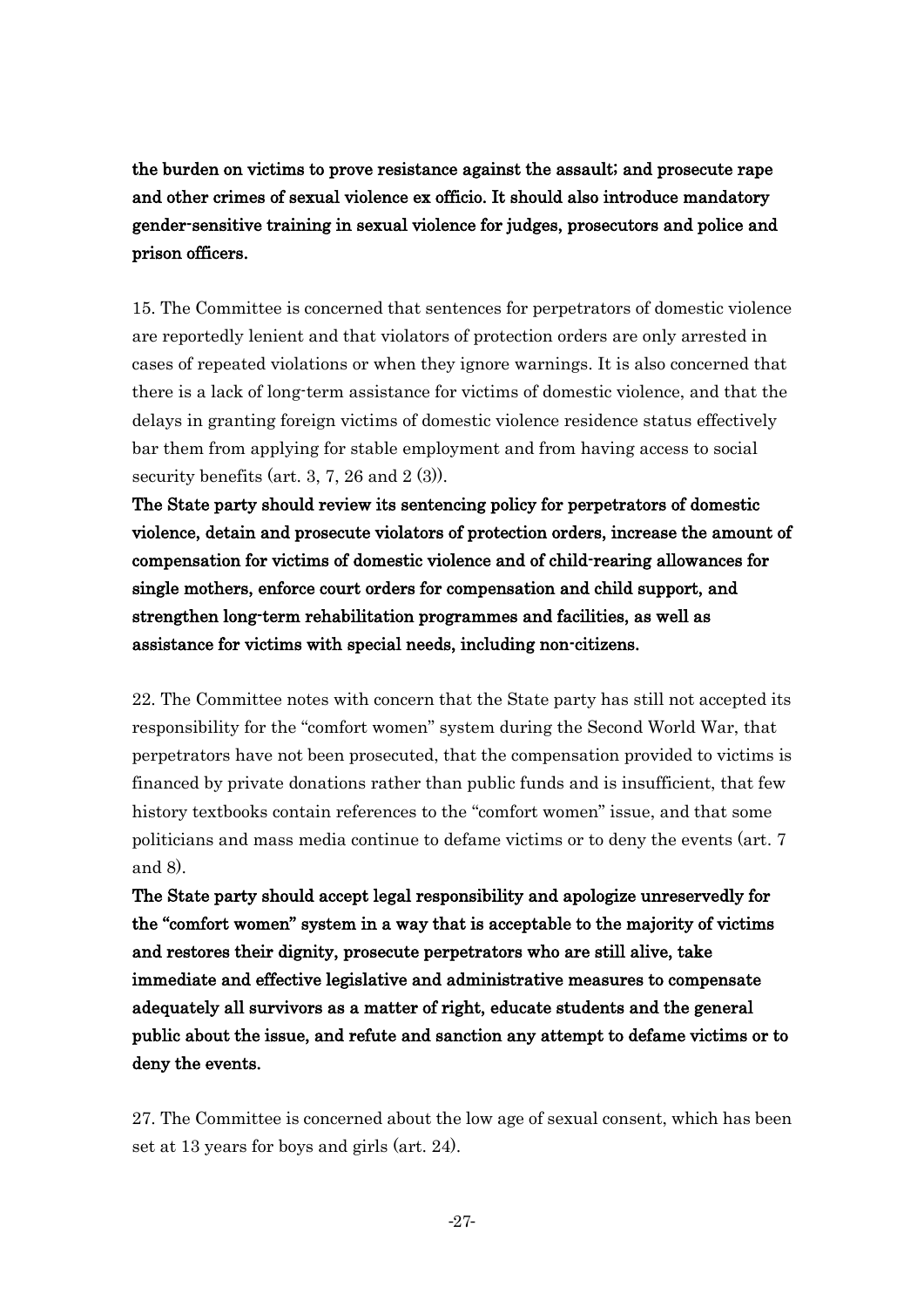**the burden on victims to prove resistance against the assault; and prosecute rape and other crimes of sexual violence ex officio. It should also introduce mandatory gender-sensitive training in sexual violence for judges, prosecutors and police and prison officers.**

15. The Committee is concerned that sentences for perpetrators of domestic violence are reportedly lenient and that violators of protection orders are only arrested in cases of repeated violations or when they ignore warnings. It is also concerned that there is a lack of long-term assistance for victims of domestic violence, and that the delays in granting foreign victims of domestic violence residence status effectively bar them from applying for stable employment and from having access to social security benefits (art. 3, 7, 26 and 2 (3)).

**The State party should review its sentencing policy for perpetrators of domestic violence, detain and prosecute violators of protection orders, increase the amount of compensation for victims of domestic violence and of child-rearing allowances for single mothers, enforce court orders for compensation and child support, and strengthen long-term rehabilitation programmes and facilities, as well as assistance for victims with special needs, including non-citizens.**

22. The Committee notes with concern that the State party has still not accepted its responsibility for the "comfort women" system during the Second World War, that perpetrators have not been prosecuted, that the compensation provided to victims is financed by private donations rather than public funds and is insufficient, that few history textbooks contain references to the "comfort women" issue, and that some politicians and mass media continue to defame victims or to deny the events (art. 7 and 8).

**The State party should accept legal responsibility and apologize unreservedly for the "comfort women" system in a way that is acceptable to the majority of victims and restores their dignity, prosecute perpetrators who are still alive, take immediate and effective legislative and administrative measures to compensate adequately all survivors as a matter of right, educate students and the general public about the issue, and refute and sanction any attempt to defame victims or to deny the events.**

27. The Committee is concerned about the low age of sexual consent, which has been set at 13 years for boys and girls (art. 24).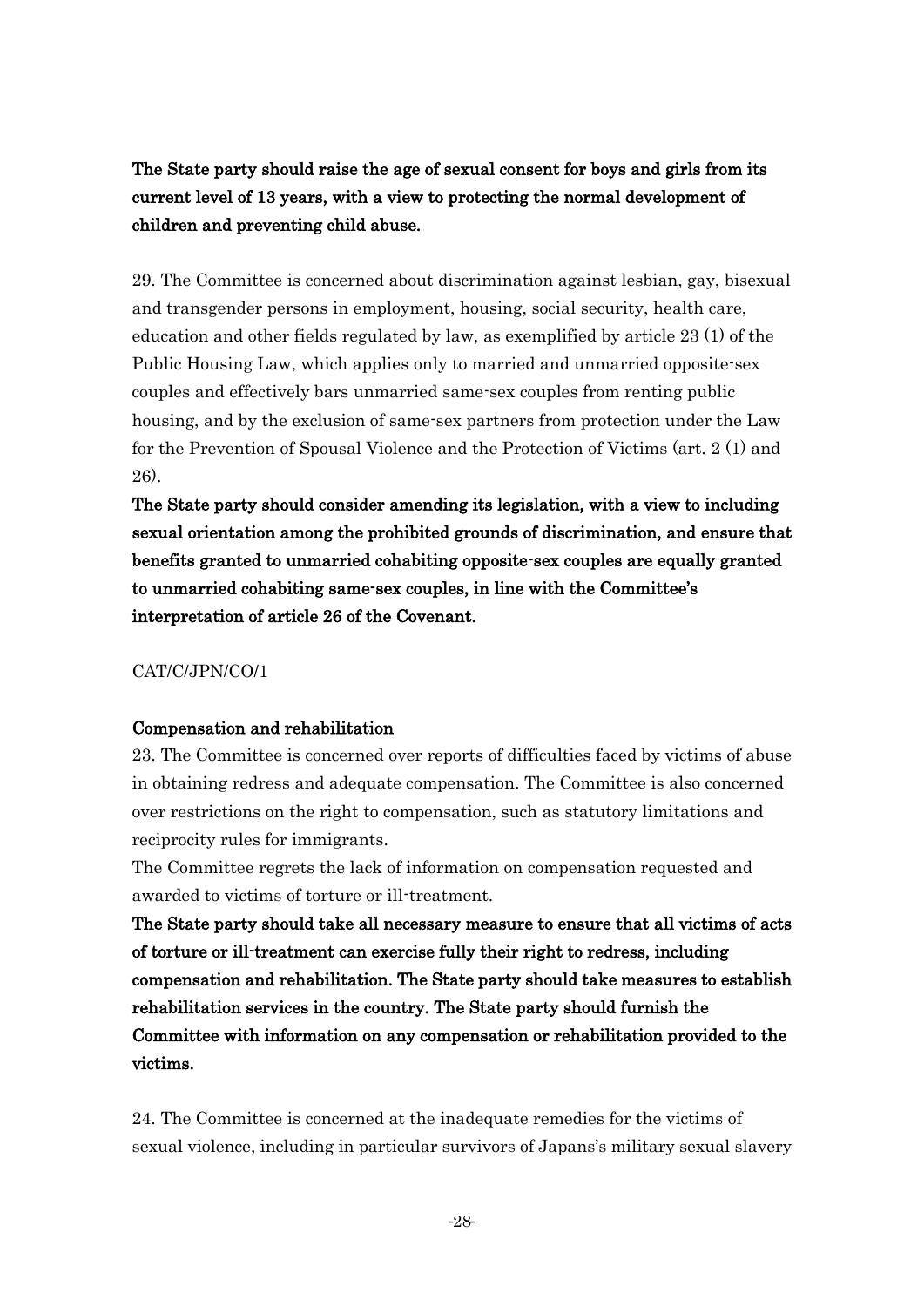**The State party should raise the age of sexual consent for boys and girls from its current level of 13 years, with a view to protecting the normal development of children and preventing child abuse.**

29. The Committee is concerned about discrimination against lesbian, gay, bisexual and transgender persons in employment, housing, social security, health care, education and other fields regulated by law, as exemplified by article 23 (1) of the Public Housing Law, which applies only to married and unmarried opposite-sex couples and effectively bars unmarried same-sex couples from renting public housing, and by the exclusion of same-sex partners from protection under the Law for the Prevention of Spousal Violence and the Protection of Victims (art. 2 (1) and 26).

**The State party should consider amending its legislation, with a view to including sexual orientation among the prohibited grounds of discrimination, and ensure that benefits granted to unmarried cohabiting opposite-sex couples are equally granted to unmarried cohabiting same-sex couples, in line with the Committee's interpretation of article 26 of the Covenant.**

CAT/C/JPN/CO/1

**Compensation and rehabilitation**

23. The Committee is concerned over reports of difficulties faced by victims of abuse in obtaining redress and adequate compensation. The Committee is also concerned over restrictions on the right to compensation, such as statutory limitations and reciprocity rules for immigrants.

The Committee regrets the lack of information on compensation requested and awarded to victims of torture or ill-treatment.

**The State party should take all necessary measure to ensure that all victims of acts of torture or ill-treatment can exercise fully their right to redress, including compensation and rehabilitation. The State party should take measures to establish rehabilitation services in the country. The State party should furnish the Committee with information on any compensation or rehabilitation provided to the victims.**

24. The Committee is concerned at the inadequate remedies for the victims of sexual violence, including in particular survivors of Japans's military sexual slavery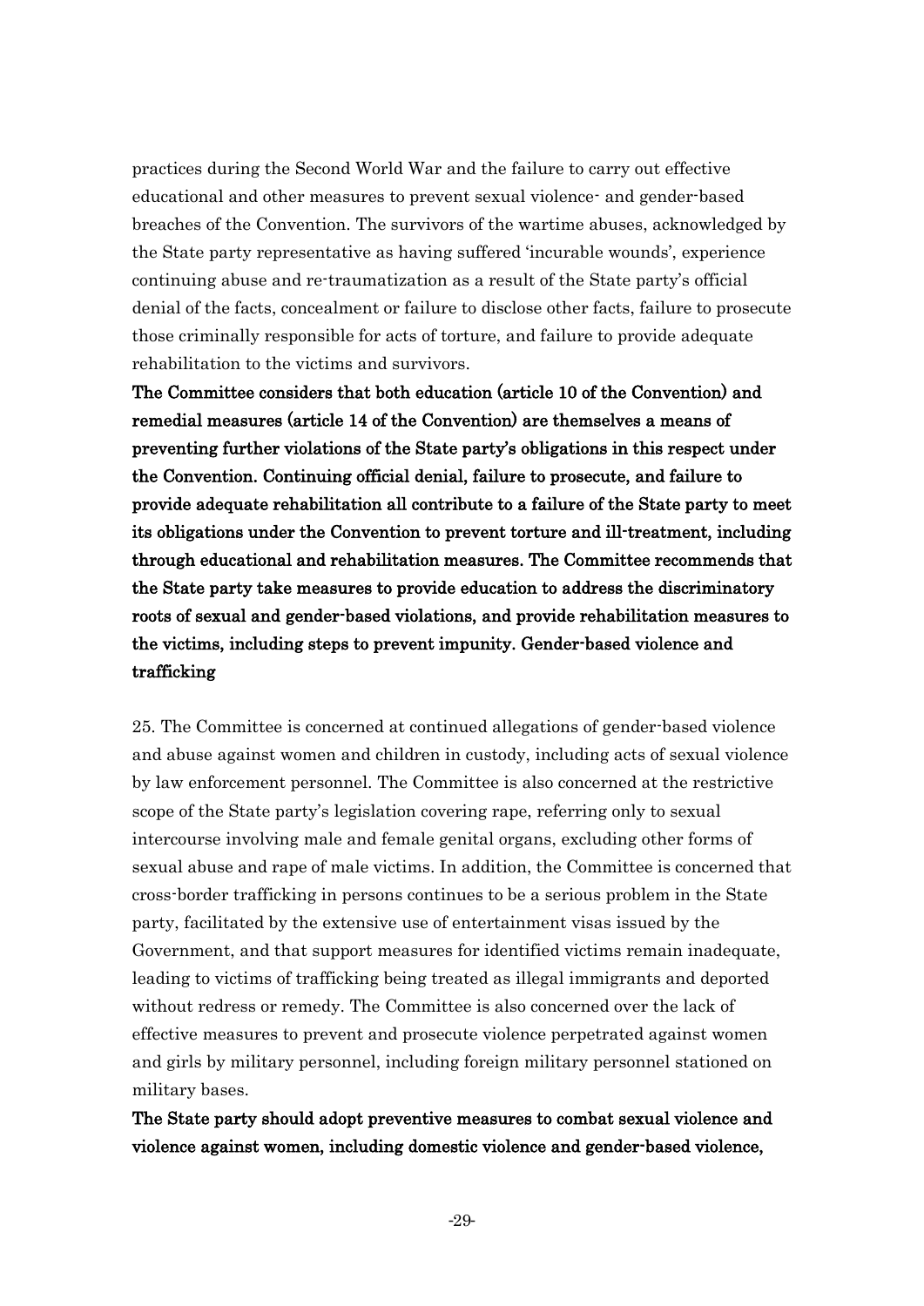practices during the Second World War and the failure to carry out effective educational and other measures to prevent sexual violence- and gender-based breaches of the Convention. The survivors of the wartime abuses, acknowledged by the State party representative as having suffered 'incurable wounds', experience continuing abuse and re-traumatization as a result of the State party's official denial of the facts, concealment or failure to disclose other facts, failure to prosecute those criminally responsible for acts of torture, and failure to provide adequate rehabilitation to the victims and survivors.

**The Committee considers that both education (article 10 of the Convention) and remedial measures (article 14 of the Convention) are themselves a means of preventing further violations of the State party's obligations in this respect under the Convention. Continuing official denial, failure to prosecute, and failure to provide adequate rehabilitation all contribute to a failure of the State party to meet its obligations under the Convention to prevent torture and ill-treatment, including through educational and rehabilitation measures. The Committee recommends that the State party take measures to provide education to address the discriminatory roots of sexual and gender-based violations, and provide rehabilitation measures to the victims, including steps to prevent impunity. Gender-based violence and trafficking**

25. The Committee is concerned at continued allegations of gender-based violence and abuse against women and children in custody, including acts of sexual violence by law enforcement personnel. The Committee is also concerned at the restrictive scope of the State party's legislation covering rape, referring only to sexual intercourse involving male and female genital organs, excluding other forms of sexual abuse and rape of male victims. In addition, the Committee is concerned that cross-border trafficking in persons continues to be a serious problem in the State party, facilitated by the extensive use of entertainment visas issued by the Government, and that support measures for identified victims remain inadequate, leading to victims of trafficking being treated as illegal immigrants and deported without redress or remedy. The Committee is also concerned over the lack of effective measures to prevent and prosecute violence perpetrated against women and girls by military personnel, including foreign military personnel stationed on military bases.

**The State party should adopt preventive measures to combat sexual violence and violence against women, including domestic violence and gender-based violence,**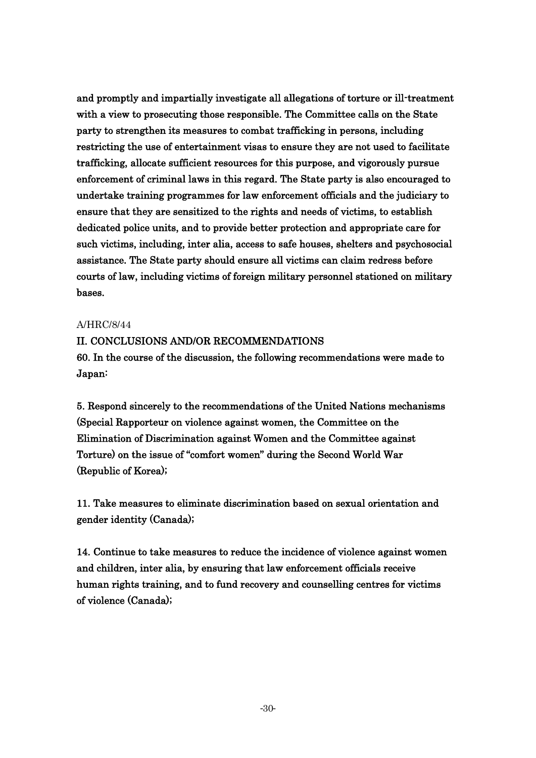and promptly and impartially investigate all allegations of torture or ill-treatment with a view to prosecuting those responsible. The Committee calls on the State party to strengthen its measures to combat trafficking in persons, including restricting the use of entertainment visas to ensure they are not used to facilitate trafficking, allocate sufficient resources for this purpose, and vigorously pursue enforcement of criminal laws in this regard. The State party is also encouraged to undertake training programmes for law enforcement officials and the judiciary to ensure that they are sensitized to the rights and needs of victims, to establish dedicated police units, and to provide better protection and appropriate care for such victims, including, inter alia, access to safe houses, shelters and psychosocial assistance. The State party should ensure all victims can claim redress before courts of law, including victims of foreign military personnel stationed on military bases.

A/HRC/8/44

II. CONCLUSIONS AND/OR RECOMMENDATIONS

60. In the course of the discussion, the following recommendations were made to Japan:

5. Respond sincerely to the recommendations of the United Nations mechanisms (Special Rapporteur on violence against women, the Committee on the Elimination of Discrimination against Women and the Committee against Torture) on the issue of "comfort women" during the Second World War (Republic of Korea);

11. Take measures to eliminate discrimination based on sexual orientation and gender identity (Canada);

14. Continue to take measures to reduce the incidence of violence against women and children, inter alia, by ensuring that law enforcement officials receive human rights training, and to fund recovery and counselling centres for victims of violence (Canada);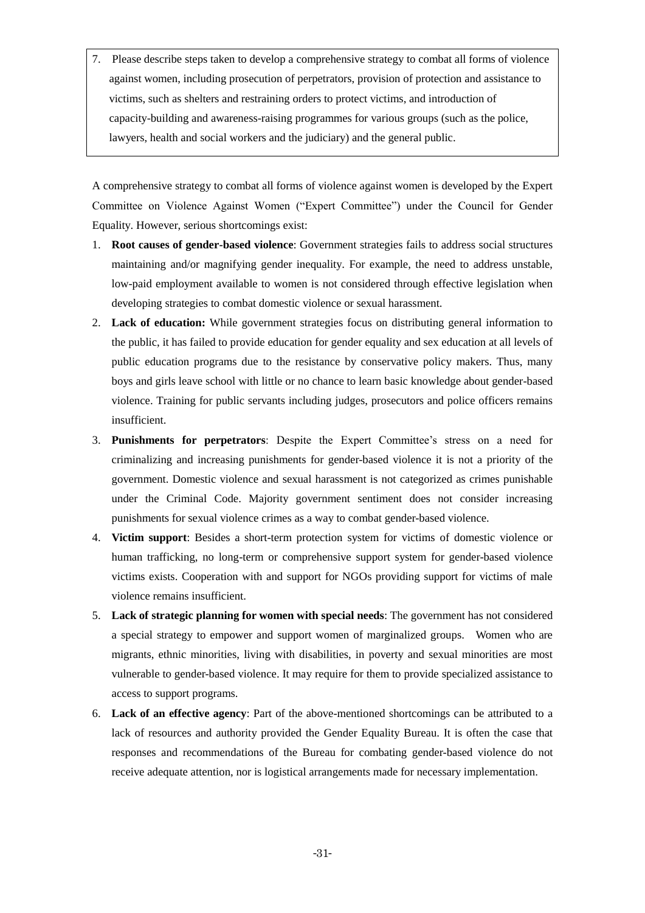7. Please describe steps taken to develop a comprehensive strategy to combat all forms of violence against women, including prosecution of perpetrators, provision of protection and assistance to victims, such as shelters and restraining orders to protect victims, and introduction of capacity-building and awareness-raising programmes for various groups (such as the police, lawyers, health and social workers and the judiciary) and the general public.

A comprehensive strategy to combat all forms of violence against women is developed by the Expert Committee on Violence Against Women ("Expert Committee") under the Council for Gender Equality. However, serious shortcomings exist:

1. **Root causes of gender-based violence**: Government strategies fails to address social structures maintaining and/or magnifying gender inequality. For example, the need to address unstable, low-paid employment available to women is not considered through effective legislation when developing strategies to combat domestic violence or sexual harassment.
2. **Lack of education:** While government strategies focus on distributing general information to the public, it has failed to provide education for gender equality and sex education at all levels of public education programs due to the resistance by conservative policy makers. Thus, many boys and girls leave school with little or no chance to learn basic knowledge about gender-based violence. Training for public servants including judges, prosecutors and police officers remains insufficient.
3. **Punishments for perpetrators**: Despite the Expert Committee's stress on a need for criminalizing and increasing punishments for gender-based violence it is not a priority of the government. Domestic violence and sexual harassment is not categorized as crimes punishable under the Criminal Code. Majority government sentiment does not consider increasing punishments for sexual violence crimes as a way to combat gender-based violence.
4. **Victim support**: Besides a short-term protection system for victims of domestic violence or human trafficking, no long-term or comprehensive support system for gender-based violence victims exists. Cooperation with and support for NGOs providing support for victims of male violence remains insufficient.
5. **Lack of strategic planning for women with special needs**: The government has not considered a special strategy to empower and support women of marginalized groups. Women who are migrants, ethnic minorities, living with disabilities, in poverty and sexual minorities are most vulnerable to gender-based violence. It may require for them to provide specialized assistance to access to support programs.
6. **Lack of an effective agency**: Part of the above-mentioned shortcomings can be attributed to a lack of resources and authority provided the Gender Equality Bureau. It is often the case that responses and recommendations of the Bureau for combating gender-based violence do not receive adequate attention, nor is logistical arrangements made for necessary implementation.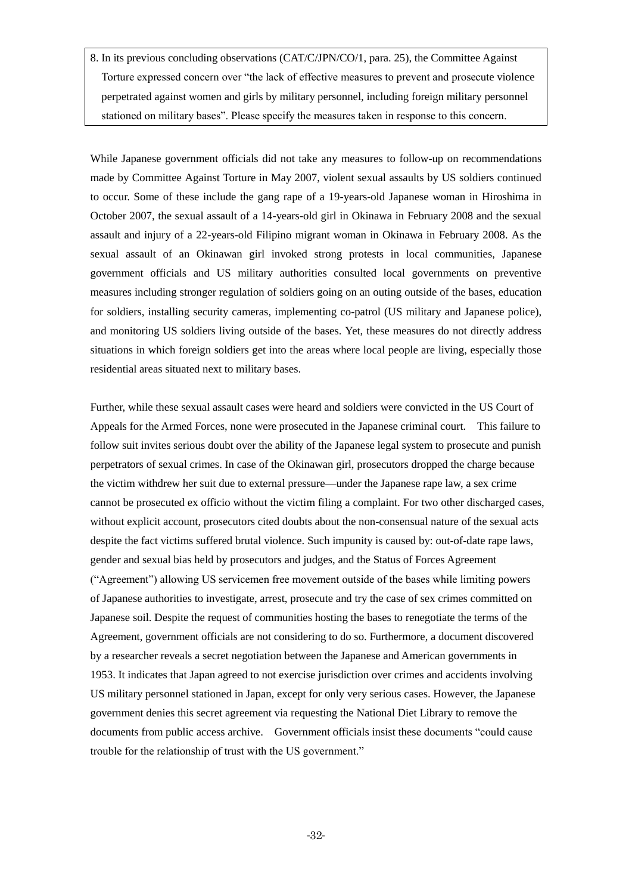8. In its previous concluding observations (CAT/C/JPN/CO/1, para. 25), the Committee Against Torture expressed concern over "the lack of effective measures to prevent and prosecute violence perpetrated against women and girls by military personnel, including foreign military personnel stationed on military bases". Please specify the measures taken in response to this concern.

While Japanese government officials did not take any measures to follow-up on recommendations made by Committee Against Torture in May 2007, violent sexual assaults by US soldiers continued to occur. Some of these include the gang rape of a 19-years-old Japanese woman in Hiroshima in October 2007, the sexual assault of a 14-years-old girl in Okinawa in February 2008 and the sexual assault and injury of a 22-years-old Filipino migrant woman in Okinawa in February 2008. As the sexual assault of an Okinawan girl invoked strong protests in local communities, Japanese government officials and US military authorities consulted local governments on preventive measures including stronger regulation of soldiers going on an outing outside of the bases, education for soldiers, installing security cameras, implementing co-patrol (US military and Japanese police), and monitoring US soldiers living outside of the bases. Yet, these measures do not directly address situations in which foreign soldiers get into the areas where local people are living, especially those residential areas situated next to military bases.

Further, while these sexual assault cases were heard and soldiers were convicted in the US Court of Appeals for the Armed Forces, none were prosecuted in the Japanese criminal court. This failure to follow suit invites serious doubt over the ability of the Japanese legal system to prosecute and punish perpetrators of sexual crimes. In case of the Okinawan girl, prosecutors dropped the charge because the victim withdrew her suit due to external pressure—under the Japanese rape law, a sex crime cannot be prosecuted ex officio without the victim filing a complaint. For two other discharged cases, without explicit account, prosecutors cited doubts about the non-consensual nature of the sexual acts despite the fact victims suffered brutal violence. Such impunity is caused by: out-of-date rape laws, gender and sexual bias held by prosecutors and judges, and the Status of Forces Agreement ("Agreement") allowing US servicemen free movement outside of the bases while limiting powers of Japanese authorities to investigate, arrest, prosecute and try the case of sex crimes committed on Japanese soil. Despite the request of communities hosting the bases to renegotiate the terms of the Agreement, government officials are not considering to do so. Furthermore, a document discovered by a researcher reveals a secret negotiation between the Japanese and American governments in 1953. It indicates that Japan agreed to not exercise jurisdiction over crimes and accidents involving US military personnel stationed in Japan, except for only very serious cases. However, the Japanese government denies this secret agreement via requesting the National Diet Library to remove the documents from public access archive. Government officials insist these documents "could cause trouble for the relationship of trust with the US government."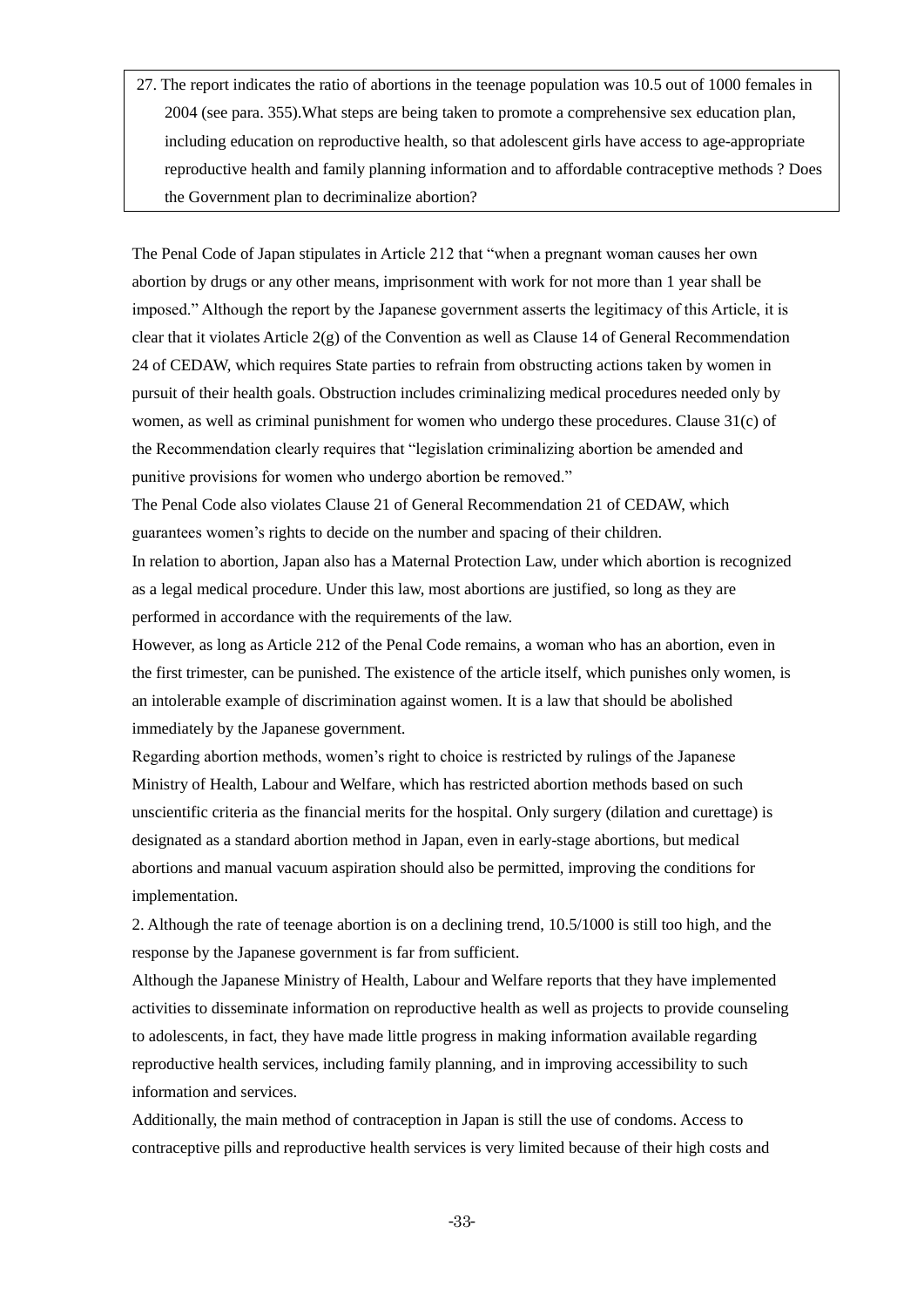> 27. The report indicates the ratio of abortions in the teenage population was 10.5 out of 1000 females in 2004 (see para. 355).What steps are being taken to promote a comprehensive sex education plan, including education on reproductive health, so that adolescent girls have access to age-appropriate reproductive health and family planning information and to affordable contraceptive methods ? Does the Government plan to decriminalize abortion?

The Penal Code of Japan stipulates in Article 212 that "when a pregnant woman causes her own abortion by drugs or any other means, imprisonment with work for not more than 1 year shall be imposed." Although the report by the Japanese government asserts the legitimacy of this Article, it is clear that it violates Article 2(g) of the Convention as well as Clause 14 of General Recommendation 24 of CEDAW, which requires State parties to refrain from obstructing actions taken by women in pursuit of their health goals. Obstruction includes criminalizing medical procedures needed only by women, as well as criminal punishment for women who undergo these procedures. Clause 31(c) of the Recommendation clearly requires that "legislation criminalizing abortion be amended and punitive provisions for women who undergo abortion be removed."

The Penal Code also violates Clause 21 of General Recommendation 21 of CEDAW, which guarantees women's rights to decide on the number and spacing of their children.

In relation to abortion, Japan also has a Maternal Protection Law, under which abortion is recognized as a legal medical procedure. Under this law, most abortions are justified, so long as they are performed in accordance with the requirements of the law.

However, as long as Article 212 of the Penal Code remains, a woman who has an abortion, even in the first trimester, can be punished. The existence of the article itself, which punishes only women, is an intolerable example of discrimination against women. It is a law that should be abolished immediately by the Japanese government.

Regarding abortion methods, women's right to choice is restricted by rulings of the Japanese Ministry of Health, Labour and Welfare, which has restricted abortion methods based on such unscientific criteria as the financial merits for the hospital. Only surgery (dilation and curettage) is designated as a standard abortion method in Japan, even in early-stage abortions, but medical abortions and manual vacuum aspiration should also be permitted, improving the conditions for implementation.

2. Although the rate of teenage abortion is on a declining trend, 10.5/1000 is still too high, and the response by the Japanese government is far from sufficient.

Although the Japanese Ministry of Health, Labour and Welfare reports that they have implemented activities to disseminate information on reproductive health as well as projects to provide counseling to adolescents, in fact, they have made little progress in making information available regarding reproductive health services, including family planning, and in improving accessibility to such information and services.

Additionally, the main method of contraception in Japan is still the use of condoms. Access to contraceptive pills and reproductive health services is very limited because of their high costs and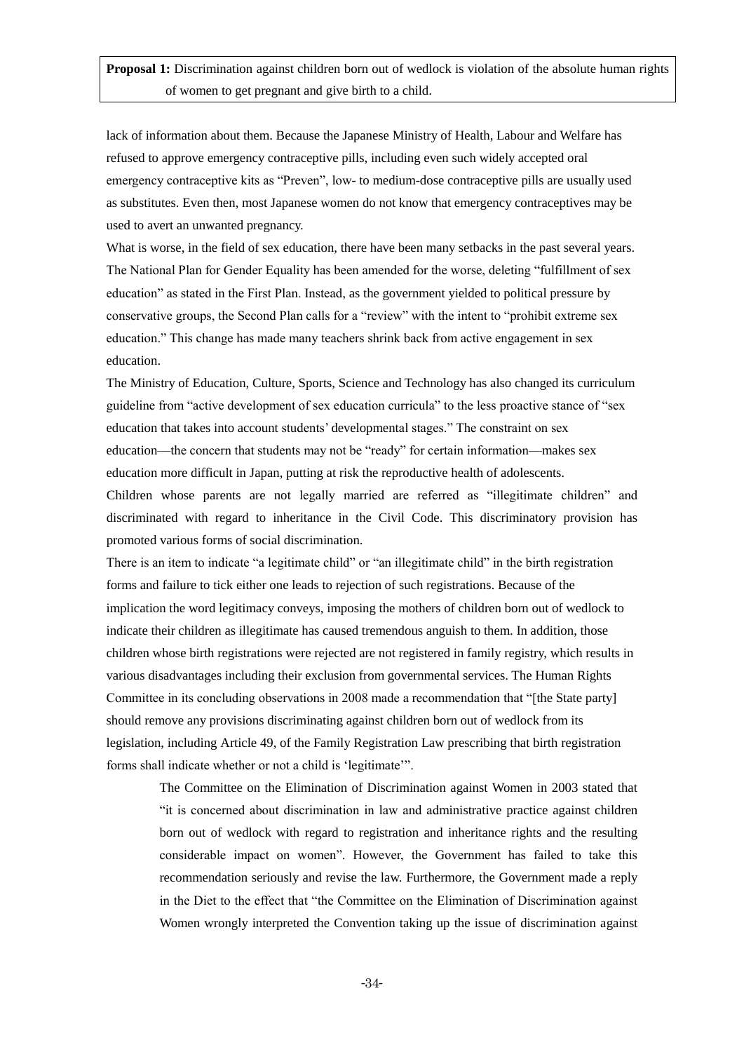**Proposal 1:** Discrimination against children born out of wedlock is violation of the absolute human rights of women to get pregnant and give birth to a child.

lack of information about them. Because the Japanese Ministry of Health, Labour and Welfare has refused to approve emergency contraceptive pills, including even such widely accepted oral emergency contraceptive kits as "Preven", low- to medium-dose contraceptive pills are usually used as substitutes. Even then, most Japanese women do not know that emergency contraceptives may be used to avert an unwanted pregnancy.

What is worse, in the field of sex education, there have been many setbacks in the past several years. The National Plan for Gender Equality has been amended for the worse, deleting "fulfillment of sex education" as stated in the First Plan. Instead, as the government yielded to political pressure by conservative groups, the Second Plan calls for a "review" with the intent to "prohibit extreme sex education." This change has made many teachers shrink back from active engagement in sex education.

The Ministry of Education, Culture, Sports, Science and Technology has also changed its curriculum guideline from "active development of sex education curricula" to the less proactive stance of "sex education that takes into account students' developmental stages." The constraint on sex education—the concern that students may not be "ready" for certain information—makes sex education more difficult in Japan, putting at risk the reproductive health of adolescents.

Children whose parents are not legally married are referred as "illegitimate children" and discriminated with regard to inheritance in the Civil Code. This discriminatory provision has promoted various forms of social discrimination.

There is an item to indicate "a legitimate child" or "an illegitimate child" in the birth registration forms and failure to tick either one leads to rejection of such registrations. Because of the implication the word legitimacy conveys, imposing the mothers of children born out of wedlock to indicate their children as illegitimate has caused tremendous anguish to them. In addition, those children whose birth registrations were rejected are not registered in family registry, which results in various disadvantages including their exclusion from governmental services. The Human Rights Committee in its concluding observations in 2008 made a recommendation that "[the State party] should remove any provisions discriminating against children born out of wedlock from its legislation, including Article 49, of the Family Registration Law prescribing that birth registration forms shall indicate whether or not a child is 'legitimate'".

> The Committee on the Elimination of Discrimination against Women in 2003 stated that "it is concerned about discrimination in law and administrative practice against children born out of wedlock with regard to registration and inheritance rights and the resulting considerable impact on women". However, the Government has failed to take this recommendation seriously and revise the law. Furthermore, the Government made a reply in the Diet to the effect that "the Committee on the Elimination of Discrimination against Women wrongly interpreted the Convention taking up the issue of discrimination against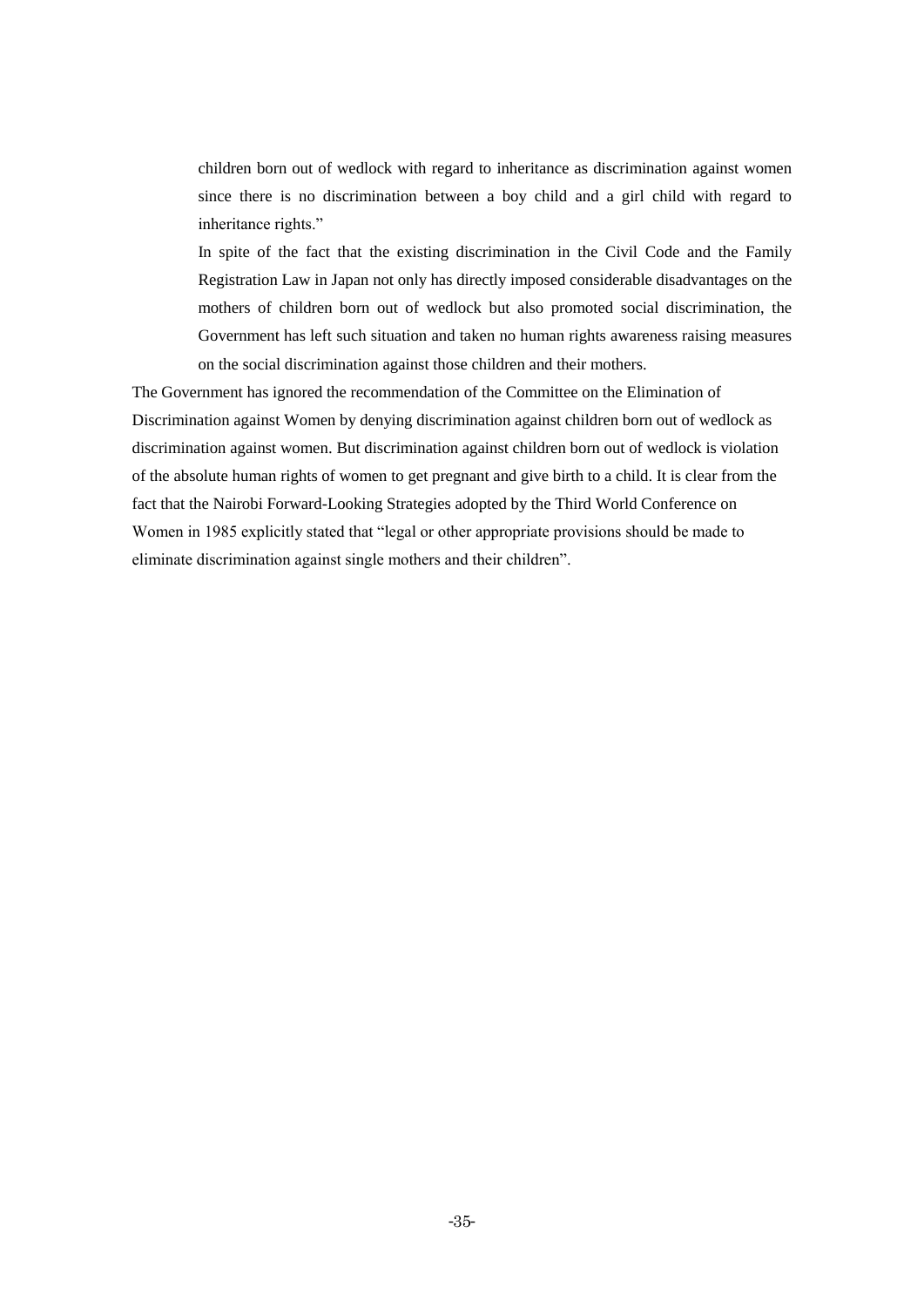children born out of wedlock with regard to inheritance as discrimination against women since there is no discrimination between a boy child and a girl child with regard to inheritance rights."

In spite of the fact that the existing discrimination in the Civil Code and the Family Registration Law in Japan not only has directly imposed considerable disadvantages on the mothers of children born out of wedlock but also promoted social discrimination, the Government has left such situation and taken no human rights awareness raising measures on the social discrimination against those children and their mothers.

The Government has ignored the recommendation of the Committee on the Elimination of Discrimination against Women by denying discrimination against children born out of wedlock as discrimination against women. But discrimination against children born out of wedlock is violation of the absolute human rights of women to get pregnant and give birth to a child. It is clear from the fact that the Nairobi Forward-Looking Strategies adopted by the Third World Conference on Women in 1985 explicitly stated that "legal or other appropriate provisions should be made to eliminate discrimination against single mothers and their children".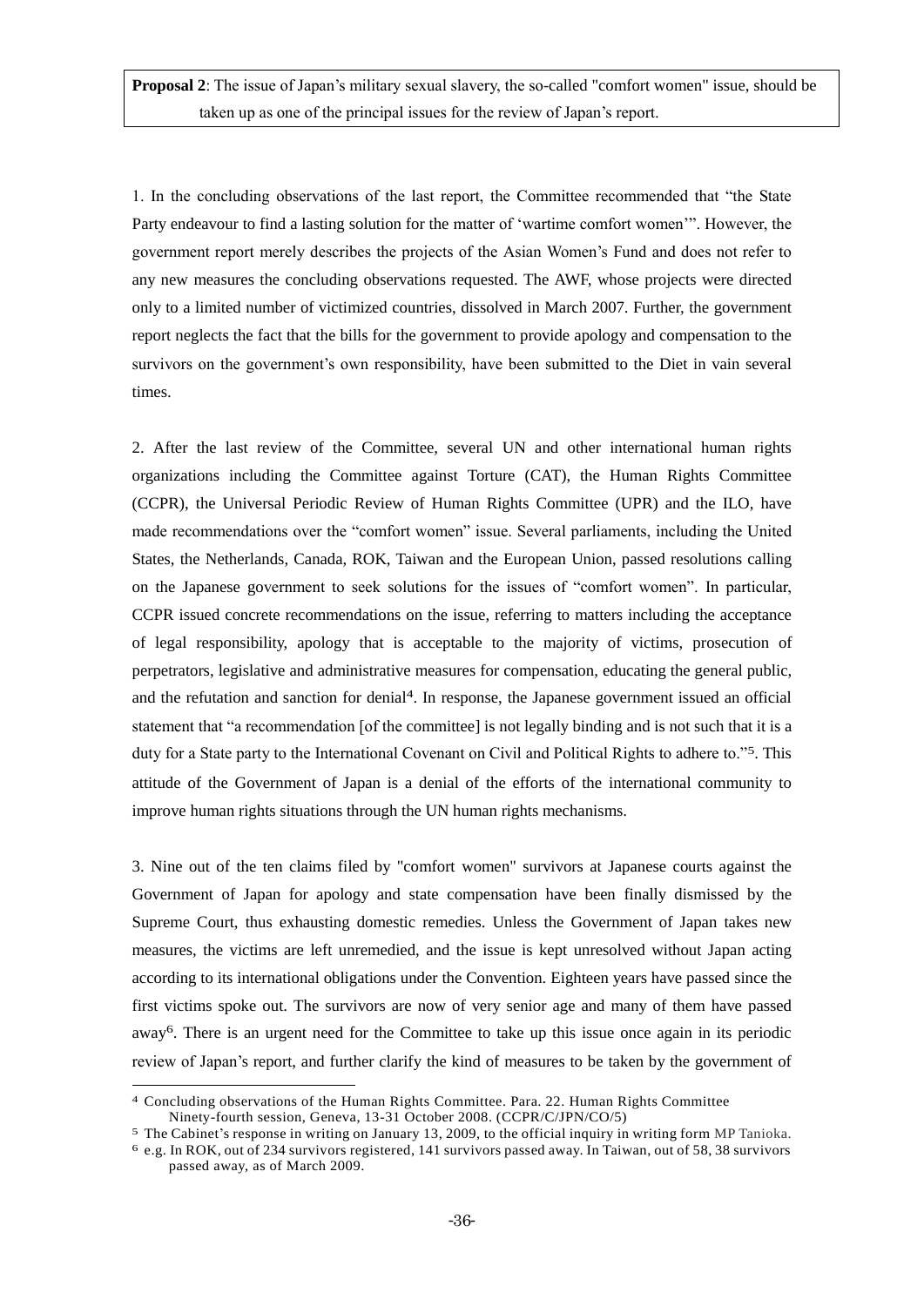**Proposal 2**: The issue of Japan's military sexual slavery, the so-called "comfort women" issue, should be taken up as one of the principal issues for the review of Japan's report.

1. In the concluding observations of the last report, the Committee recommended that "the State Party endeavour to find a lasting solution for the matter of 'wartime comfort women'". However, the government report merely describes the projects of the Asian Women's Fund and does not refer to any new measures the concluding observations requested. The AWF, whose projects were directed only to a limited number of victimized countries, dissolved in March 2007. Further, the government report neglects the fact that the bills for the government to provide apology and compensation to the survivors on the government's own responsibility, have been submitted to the Diet in vain several times.

2. After the last review of the Committee, several UN and other international human rights organizations including the Committee against Torture (CAT), the Human Rights Committee (CCPR), the Universal Periodic Review of Human Rights Committee (UPR) and the ILO, have made recommendations over the "comfort women" issue. Several parliaments, including the United States, the Netherlands, Canada, ROK, Taiwan and the European Union, passed resolutions calling on the Japanese government to seek solutions for the issues of "comfort women". In particular, CCPR issued concrete recommendations on the issue, referring to matters including the acceptance of legal responsibility, apology that is acceptable to the majority of victims, prosecution of perpetrators, legislative and administrative measures for compensation, educating the general public, and the refutation and sanction for denial[4]. In response, the Japanese government issued an official statement that "a recommendation [of the committee] is not legally binding and is not such that it is a duty for a State party to the International Covenant on Civil and Political Rights to adhere to."[5]. This attitude of the Government of Japan is a denial of the efforts of the international community to improve human rights situations through the UN human rights mechanisms.

3. Nine out of the ten claims filed by "comfort women" survivors at Japanese courts against the Government of Japan for apology and state compensation have been finally dismissed by the Supreme Court, thus exhausting domestic remedies. Unless the Government of Japan takes new measures, the victims are left unremedied, and the issue is kept unresolved without Japan acting according to its international obligations under the Convention. Eighteen years have passed since the first victims spoke out. The survivors are now of very senior age and many of them have passed away[6]. There is an urgent need for the Committee to take up this issue once again in its periodic review of Japan's report, and further clarify the kind of measures to be taken by the government of

---

[4] Concluding observations of the Human Rights Committee. Para. 22. Human Rights Committee Ninety-fourth session, Geneva, 13-31 October 2008. (CCPR/C/JPN/CO/5)

[5] The Cabinet's response in writing on January 13, 2009, to the official inquiry in writing form MP Tanioka.

[6] e.g. In ROK, out of 234 survivors registered, 141 survivors passed away. In Taiwan, out of 58, 38 survivors passed away, as of March 2009.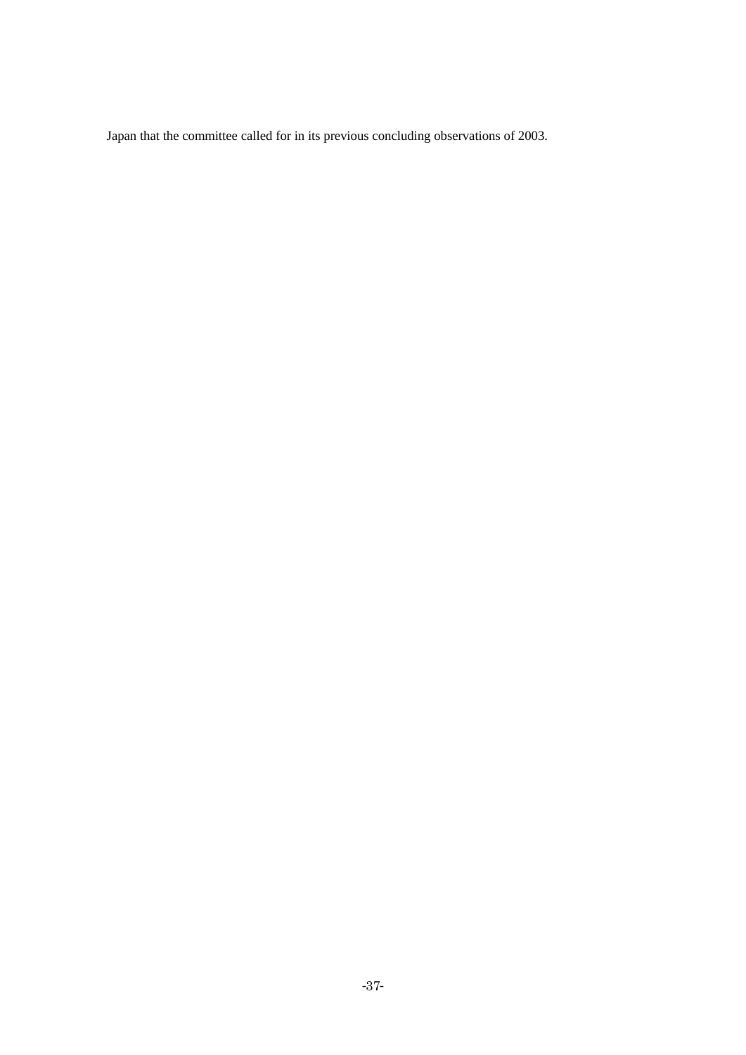Japan that the committee called for in its previous concluding observations of 2003.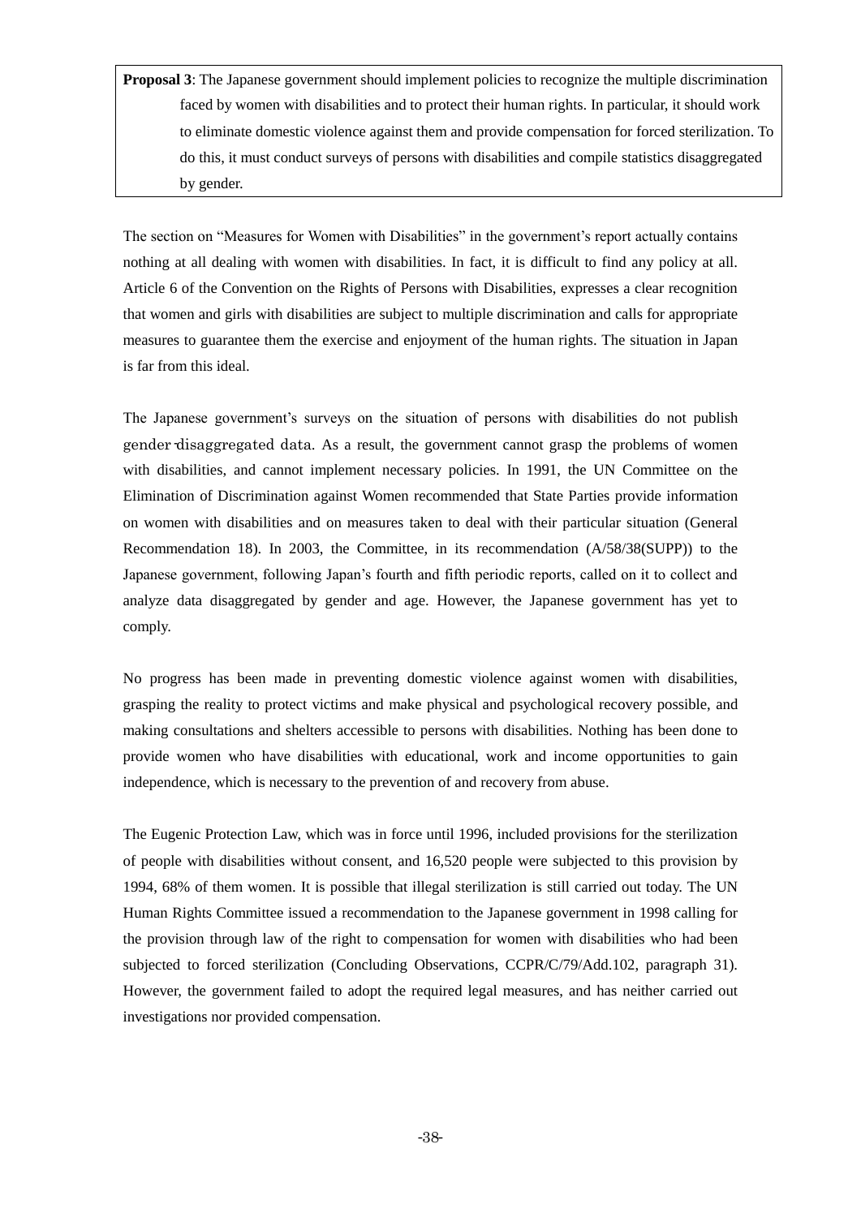**Proposal 3**: The Japanese government should implement policies to recognize the multiple discrimination faced by women with disabilities and to protect their human rights. In particular, it should work to eliminate domestic violence against them and provide compensation for forced sterilization. To do this, it must conduct surveys of persons with disabilities and compile statistics disaggregated by gender.

The section on "Measures for Women with Disabilities" in the government's report actually contains nothing at all dealing with women with disabilities. In fact, it is difficult to find any policy at all. Article 6 of the Convention on the Rights of Persons with Disabilities, expresses a clear recognition that women and girls with disabilities are subject to multiple discrimination and calls for appropriate measures to guarantee them the exercise and enjoyment of the human rights. The situation in Japan is far from this ideal.

The Japanese government's surveys on the situation of persons with disabilities do not publish gender-disaggregated data. As a result, the government cannot grasp the problems of women with disabilities, and cannot implement necessary policies. In 1991, the UN Committee on the Elimination of Discrimination against Women recommended that State Parties provide information on women with disabilities and on measures taken to deal with their particular situation (General Recommendation 18). In 2003, the Committee, in its recommendation (A/58/38(SUPP)) to the Japanese government, following Japan's fourth and fifth periodic reports, called on it to collect and analyze data disaggregated by gender and age. However, the Japanese government has yet to comply.

No progress has been made in preventing domestic violence against women with disabilities, grasping the reality to protect victims and make physical and psychological recovery possible, and making consultations and shelters accessible to persons with disabilities. Nothing has been done to provide women who have disabilities with educational, work and income opportunities to gain independence, which is necessary to the prevention of and recovery from abuse.

The Eugenic Protection Law, which was in force until 1996, included provisions for the sterilization of people with disabilities without consent, and 16,520 people were subjected to this provision by 1994, 68% of them women. It is possible that illegal sterilization is still carried out today. The UN Human Rights Committee issued a recommendation to the Japanese government in 1998 calling for the provision through law of the right to compensation for women with disabilities who had been subjected to forced sterilization (Concluding Observations, CCPR/C/79/Add.102, paragraph 31). However, the government failed to adopt the required legal measures, and has neither carried out investigations nor provided compensation.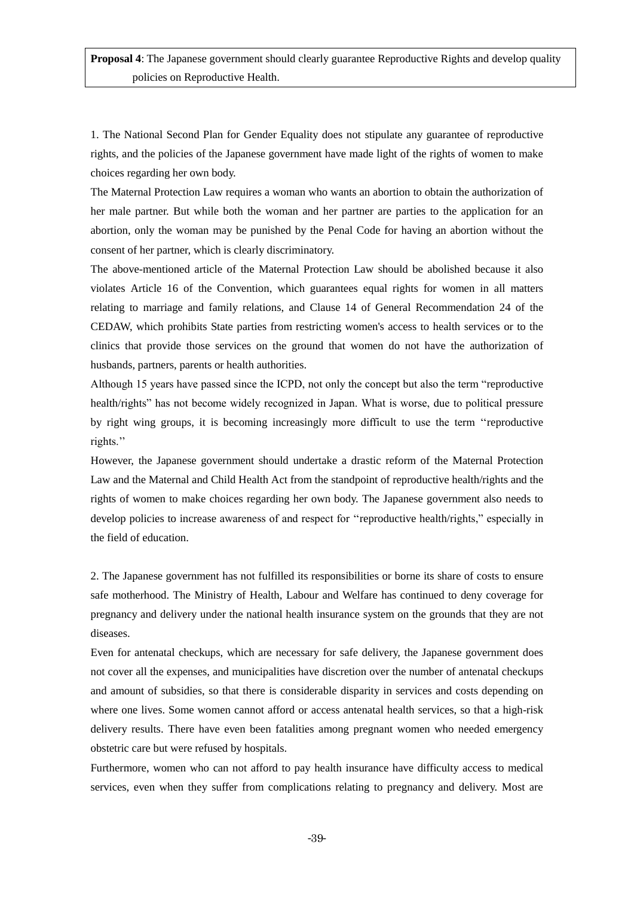**Proposal 4**: The Japanese government should clearly guarantee Reproductive Rights and develop quality policies on Reproductive Health.

1. The National Second Plan for Gender Equality does not stipulate any guarantee of reproductive rights, and the policies of the Japanese government have made light of the rights of women to make choices regarding her own body.

The Maternal Protection Law requires a woman who wants an abortion to obtain the authorization of her male partner. But while both the woman and her partner are parties to the application for an abortion, only the woman may be punished by the Penal Code for having an abortion without the consent of her partner, which is clearly discriminatory.

The above-mentioned article of the Maternal Protection Law should be abolished because it also violates Article 16 of the Convention, which guarantees equal rights for women in all matters relating to marriage and family relations, and Clause 14 of General Recommendation 24 of the CEDAW, which prohibits State parties from restricting women's access to health services or to the clinics that provide those services on the ground that women do not have the authorization of husbands, partners, parents or health authorities.

Although 15 years have passed since the ICPD, not only the concept but also the term "reproductive health/rights" has not become widely recognized in Japan. What is worse, due to political pressure by right wing groups, it is becoming increasingly more difficult to use the term "reproductive rights."

However, the Japanese government should undertake a drastic reform of the Maternal Protection Law and the Maternal and Child Health Act from the standpoint of reproductive health/rights and the rights of women to make choices regarding her own body. The Japanese government also needs to develop policies to increase awareness of and respect for "reproductive health/rights," especially in the field of education.

2. The Japanese government has not fulfilled its responsibilities or borne its share of costs to ensure safe motherhood. The Ministry of Health, Labour and Welfare has continued to deny coverage for pregnancy and delivery under the national health insurance system on the grounds that they are not diseases.

Even for antenatal checkups, which are necessary for safe delivery, the Japanese government does not cover all the expenses, and municipalities have discretion over the number of antenatal checkups and amount of subsidies, so that there is considerable disparity in services and costs depending on where one lives. Some women cannot afford or access antenatal health services, so that a high-risk delivery results. There have even been fatalities among pregnant women who needed emergency obstetric care but were refused by hospitals.

Furthermore, women who can not afford to pay health insurance have difficulty access to medical services, even when they suffer from complications relating to pregnancy and delivery. Most are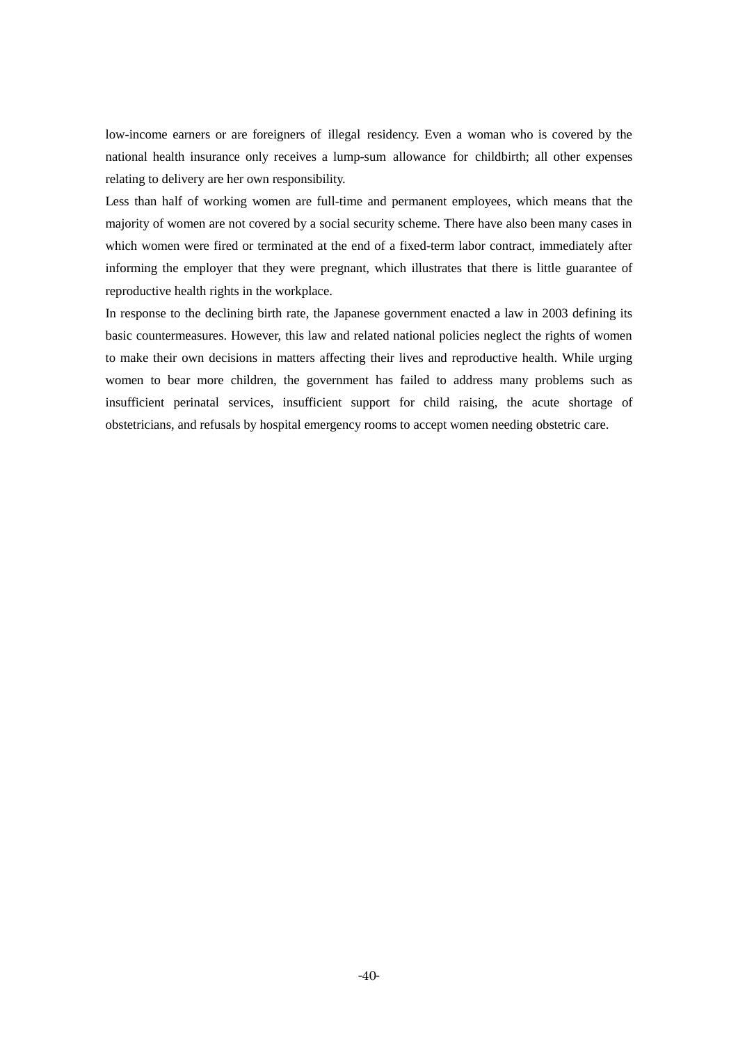low-income earners or are foreigners of illegal residency. Even a woman who is covered by the national health insurance only receives a lump-sum allowance for childbirth; all other expenses relating to delivery are her own responsibility.

Less than half of working women are full-time and permanent employees, which means that the majority of women are not covered by a social security scheme. There have also been many cases in which women were fired or terminated at the end of a fixed-term labor contract, immediately after informing the employer that they were pregnant, which illustrates that there is little guarantee of reproductive health rights in the workplace.

In response to the declining birth rate, the Japanese government enacted a law in 2003 defining its basic countermeasures. However, this law and related national policies neglect the rights of women to make their own decisions in matters affecting their lives and reproductive health. While urging women to bear more children, the government has failed to address many problems such as insufficient perinatal services, insufficient support for child raising, the acute shortage of obstetricians, and refusals by hospital emergency rooms to accept women needing obstetric care.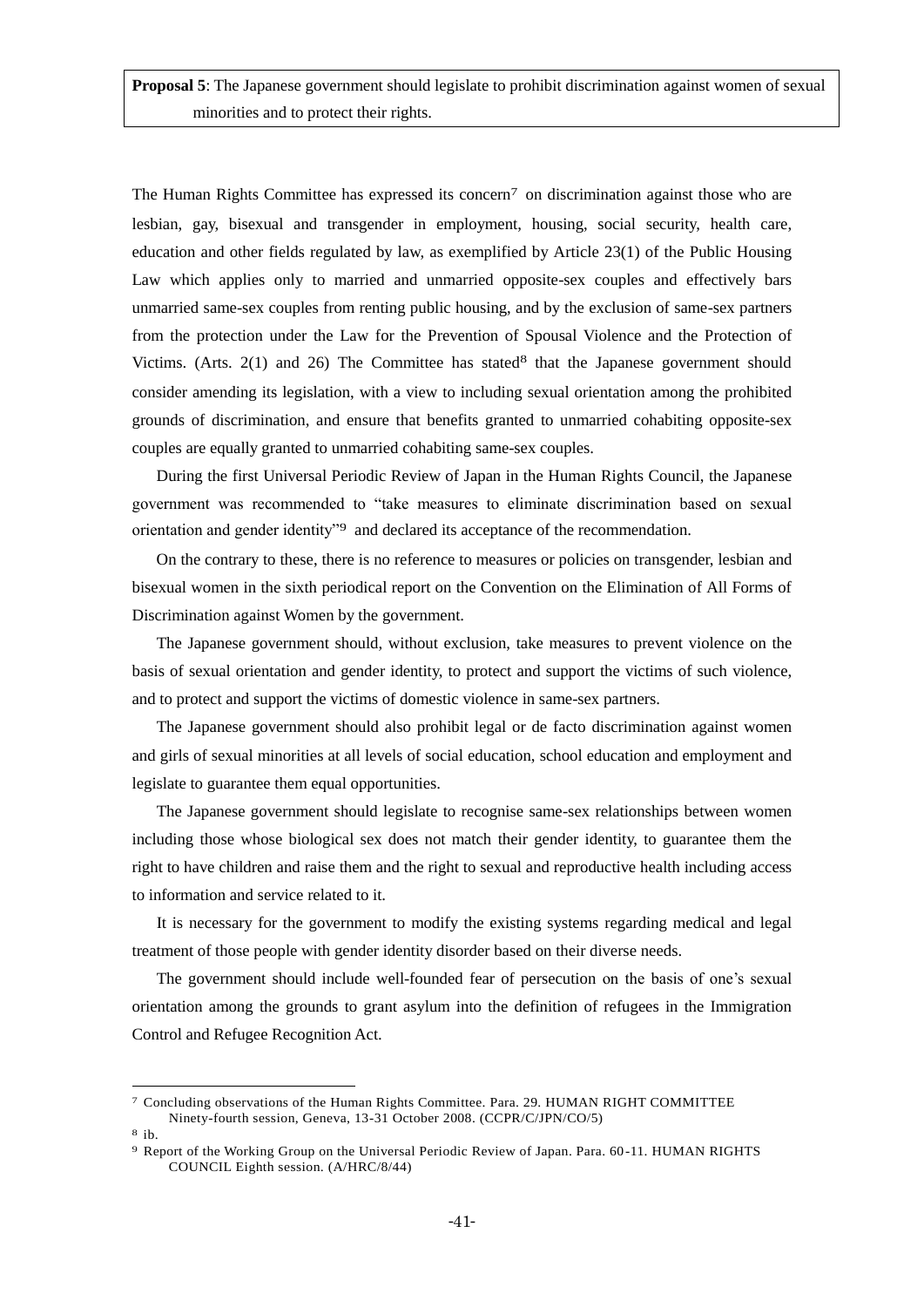**Proposal 5**: The Japanese government should legislate to prohibit discrimination against women of sexual minorities and to protect their rights.

The Human Rights Committee has expressed its concern[7] on discrimination against those who are lesbian, gay, bisexual and transgender in employment, housing, social security, health care, education and other fields regulated by law, as exemplified by Article 23(1) of the Public Housing Law which applies only to married and unmarried opposite-sex couples and effectively bars unmarried same-sex couples from renting public housing, and by the exclusion of same-sex partners from the protection under the Law for the Prevention of Spousal Violence and the Protection of Victims. (Arts. 2(1) and 26) The Committee has stated[8] that the Japanese government should consider amending its legislation, with a view to including sexual orientation among the prohibited grounds of discrimination, and ensure that benefits granted to unmarried cohabiting opposite-sex couples are equally granted to unmarried cohabiting same-sex couples.

During the first Universal Periodic Review of Japan in the Human Rights Council, the Japanese government was recommended to "take measures to eliminate discrimination based on sexual orientation and gender identity"[9] and declared its acceptance of the recommendation.

On the contrary to these, there is no reference to measures or policies on transgender, lesbian and bisexual women in the sixth periodical report on the Convention on the Elimination of All Forms of Discrimination against Women by the government.

The Japanese government should, without exclusion, take measures to prevent violence on the basis of sexual orientation and gender identity, to protect and support the victims of such violence, and to protect and support the victims of domestic violence in same-sex partners.

The Japanese government should also prohibit legal or de facto discrimination against women and girls of sexual minorities at all levels of social education, school education and employment and legislate to guarantee them equal opportunities.

The Japanese government should legislate to recognise same-sex relationships between women including those whose biological sex does not match their gender identity, to guarantee them the right to have children and raise them and the right to sexual and reproductive health including access to information and service related to it.

It is necessary for the government to modify the existing systems regarding medical and legal treatment of those people with gender identity disorder based on their diverse needs.

The government should include well-founded fear of persecution on the basis of one's sexual orientation among the grounds to grant asylum into the definition of refugees in the Immigration Control and Refugee Recognition Act.

---

[7] Concluding observations of the Human Rights Committee. Para. 29. HUMAN RIGHT COMMITTEE Ninety-fourth session, Geneva, 13-31 October 2008. (CCPR/C/JPN/CO/5)

[8] ib.

[9] Report of the Working Group on the Universal Periodic Review of Japan. Para. 60-11. HUMAN RIGHTS COUNCIL Eighth session. (A/HRC/8/44)